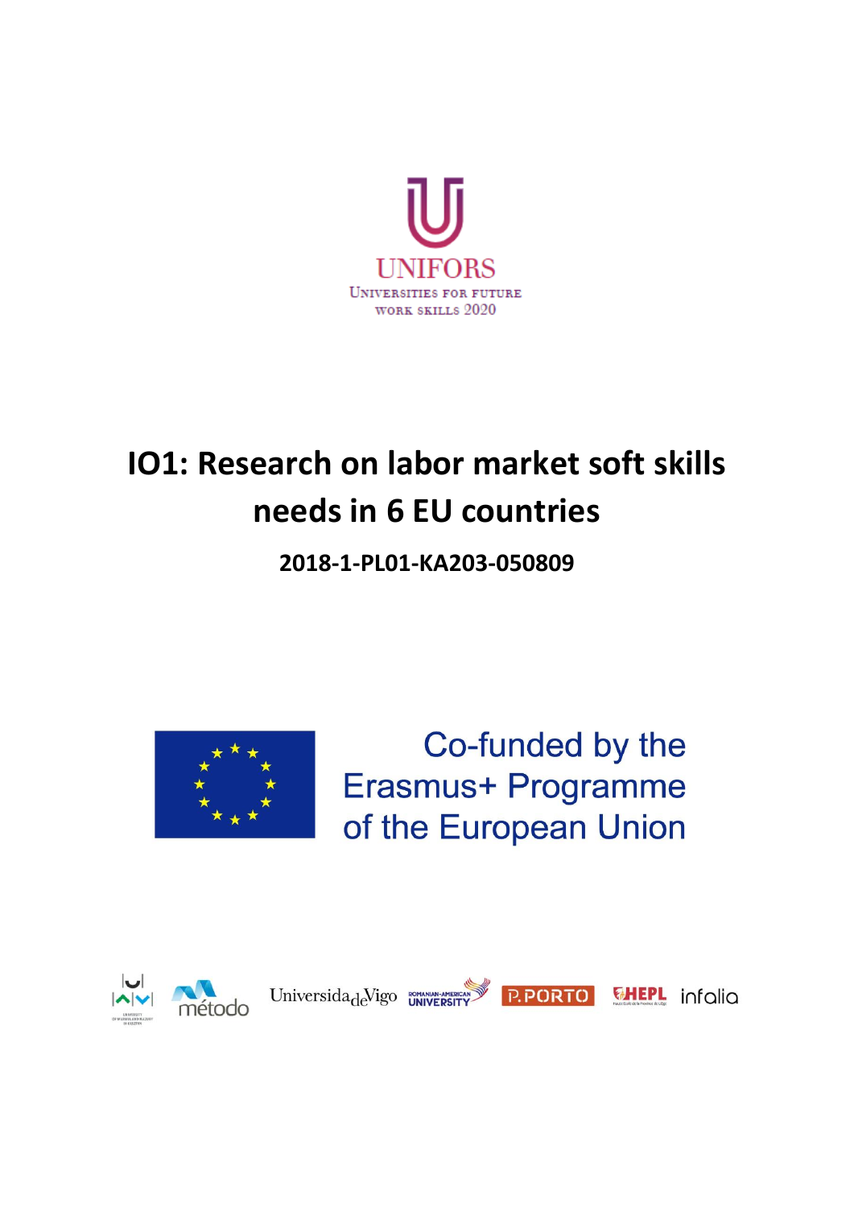UNIFORS

Universities for future work skills 2020

# IO1: Research on labor market soft skills needs in 6 EU countries

**2018-1-PL01-KA203-050809**

Co-funded by the Erasmus+ Programme of the European Union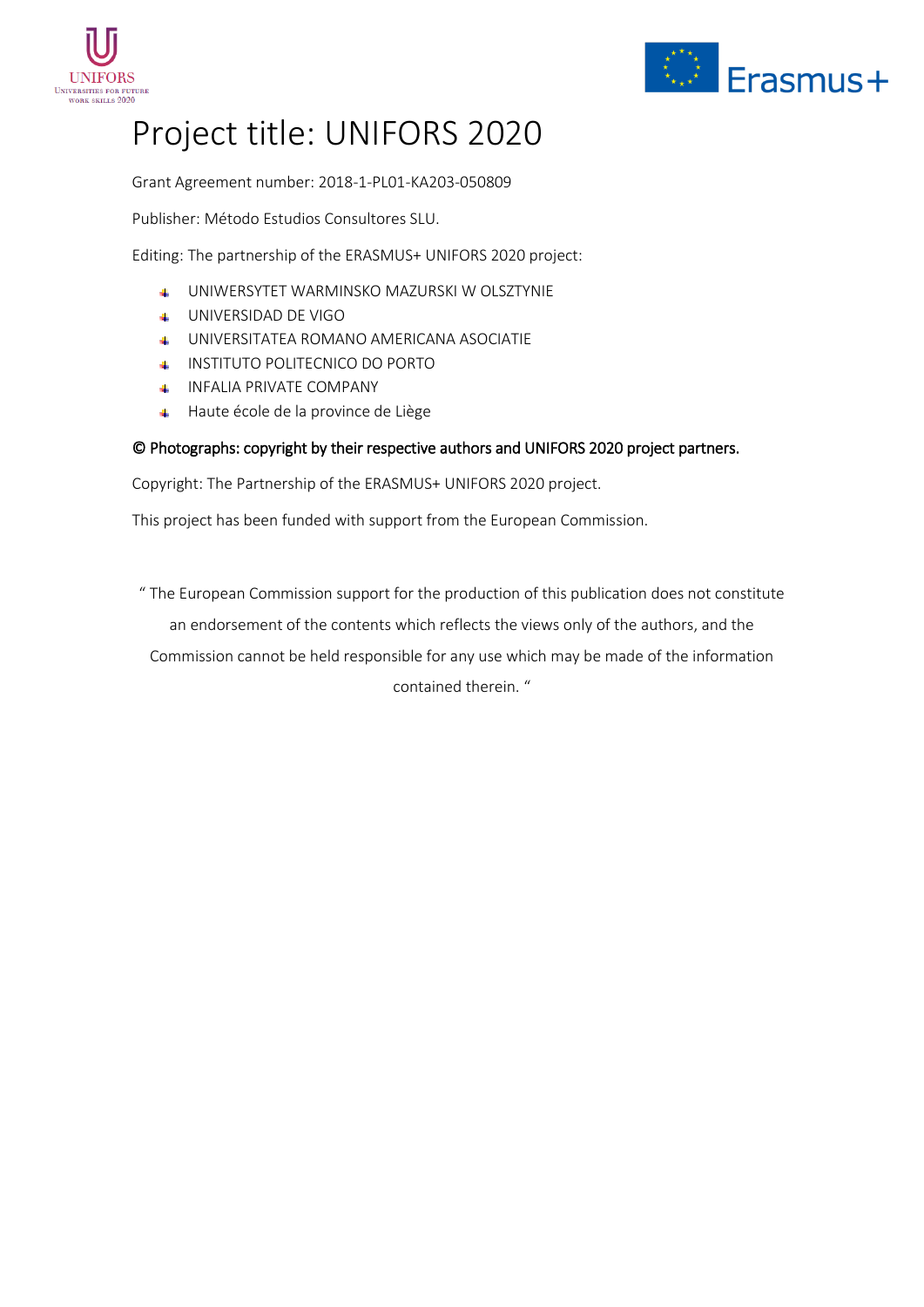# Project title: UNIFORS 2020

Grant Agreement number: 2018-1-PL01-KA203-050809

Publisher: Método Estudios Consultores SLU.

Editing: The partnership of the ERASMUS+ UNIFORS 2020 project:

- UNIWERSYTET WARMINSKO MAZURSKI W OLSZTYNIE
- UNIVERSIDAD DE VIGO
- UNIVERSITATEA ROMANO AMERICANA ASOCIATIE
- INSTITUTO POLITECNICO DO PORTO
- INFALIA PRIVATE COMPANY
- Haute école de la province de Liège

**© Photographs: copyright by their respective authors and UNIFORS 2020 project partners.**

Copyright: The Partnership of the ERASMUS+ UNIFORS 2020 project.

This project has been funded with support from the European Commission.

" The European Commission support for the production of this publication does not constitute an endorsement of the contents which reflects the views only of the authors, and the Commission cannot be held responsible for any use which may be made of the information contained therein. "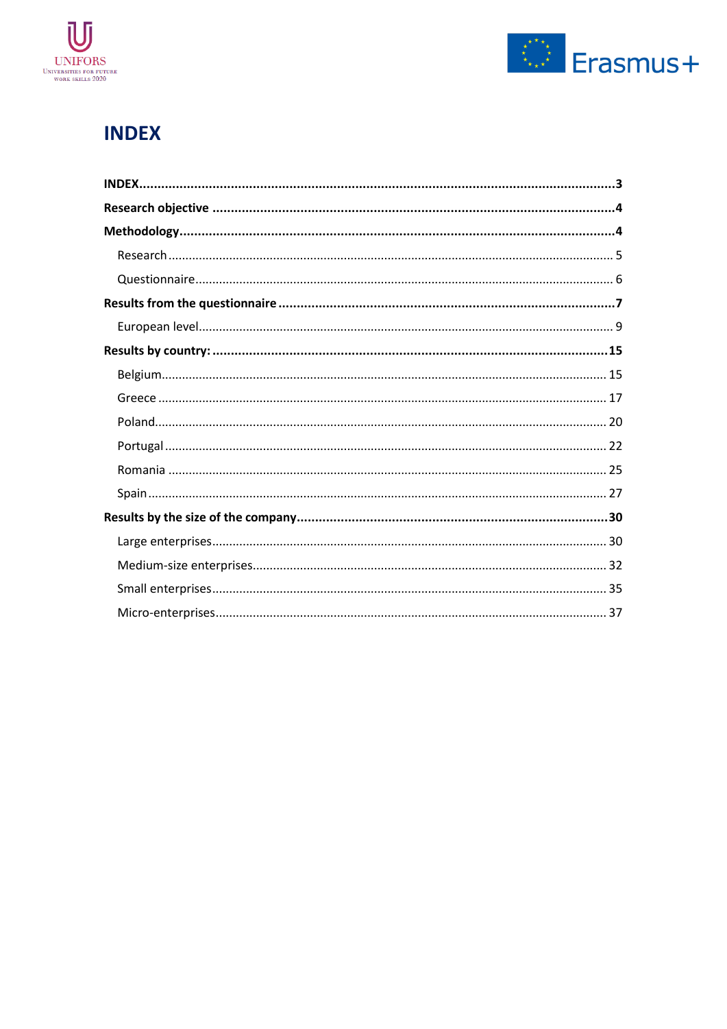# INDEX

**INDEX** ........................................................................................................................................ **3**

**Research objective** ........................................................................................................................... **4**

**Methodology** ....................................................................................................................................... **4**

Research ............................................................................................................................................ 5

Questionnaire ...................................................................................................................................... 6

**Results from the questionnaire** ........................................................................................................ **7**

European level ..................................................................................................................................... 9

**Results by country:** ........................................................................................................................... **15**

Belgium ............................................................................................................................................... 15

Greece ................................................................................................................................................. 17

Poland ................................................................................................................................................. 20

Portugal ............................................................................................................................................... 22

Romania .............................................................................................................................................. 25

Spain ................................................................................................................................................... 27

**Results by the size of the company** .................................................................................................. **30**

Large enterprises ................................................................................................................................. 30

Medium-size enterprises ..................................................................................................................... 32

Small enterprises ................................................................................................................................. 35

Micro-enterprises ................................................................................................................................ 37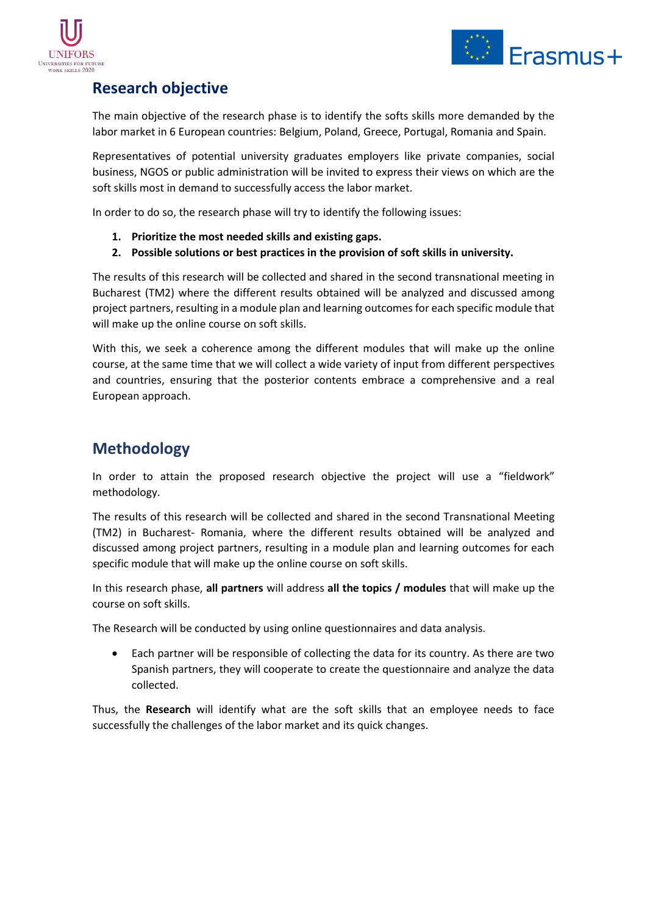## Research objective

The main objective of the research phase is to identify the softs skills more demanded by the labor market in 6 European countries: Belgium, Poland, Greece, Portugal, Romania and Spain.

Representatives of potential university graduates employers like private companies, social business, NGOS or public administration will be invited to express their views on which are the soft skills most in demand to successfully access the labor market.

In order to do so, the research phase will try to identify the following issues:

1. **Prioritize the most needed skills and existing gaps.**
2. **Possible solutions or best practices in the provision of soft skills in university.**

The results of this research will be collected and shared in the second transnational meeting in Bucharest (TM2) where the different results obtained will be analyzed and discussed among project partners, resulting in a module plan and learning outcomes for each specific module that will make up the online course on soft skills.

With this, we seek a coherence among the different modules that will make up the online course, at the same time that we will collect a wide variety of input from different perspectives and countries, ensuring that the posterior contents embrace a comprehensive and a real European approach.

## Methodology

In order to attain the proposed research objective the project will use a "fieldwork" methodology.

The results of this research will be collected and shared in the second Transnational Meeting (TM2) in Bucharest- Romania, where the different results obtained will be analyzed and discussed among project partners, resulting in a module plan and learning outcomes for each specific module that will make up the online course on soft skills.

In this research phase, **all partners** will address **all the topics / modules** that will make up the course on soft skills.

The Research will be conducted by using online questionnaires and data analysis.

- Each partner will be responsible of collecting the data for its country. As there are two Spanish partners, they will cooperate to create the questionnaire and analyze the data collected.

Thus, the **Research** will identify what are the soft skills that an employee needs to face successfully the challenges of the labor market and its quick changes.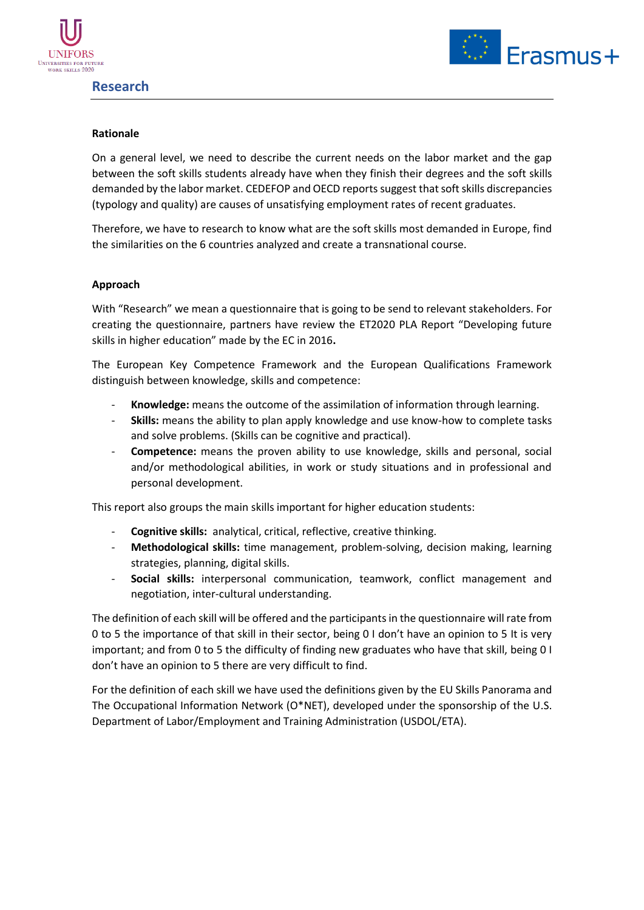# Research

**Rationale**

On a general level, we need to describe the current needs on the labor market and the gap between the soft skills students already have when they finish their degrees and the soft skills demanded by the labor market. CEDEFOP and OECD reports suggest that soft skills discrepancies (typology and quality) are causes of unsatisfying employment rates of recent graduates.

Therefore, we have to research to know what are the soft skills most demanded in Europe, find the similarities on the 6 countries analyzed and create a transnational course.

**Approach**

With "Research" we mean a questionnaire that is going to be send to relevant stakeholders. For creating the questionnaire, partners have review the ET2020 PLA Report "Developing future skills in higher education" made by the EC in 2016**.**

The European Key Competence Framework and the European Qualifications Framework distinguish between knowledge, skills and competence:

- **Knowledge:** means the outcome of the assimilation of information through learning.
- **Skills:** means the ability to plan apply knowledge and use know-how to complete tasks and solve problems. (Skills can be cognitive and practical).
- **Competence:** means the proven ability to use knowledge, skills and personal, social and/or methodological abilities, in work or study situations and in professional and personal development.

This report also groups the main skills important for higher education students:

- **Cognitive skills:** analytical, critical, reflective, creative thinking.
- **Methodological skills:** time management, problem-solving, decision making, learning strategies, planning, digital skills.
- **Social skills:** interpersonal communication, teamwork, conflict management and negotiation, inter-cultural understanding.

The definition of each skill will be offered and the participants in the questionnaire will rate from 0 to 5 the importance of that skill in their sector, being 0 I don't have an opinion to 5 It is very important; and from 0 to 5 the difficulty of finding new graduates who have that skill, being 0 I don't have an opinion to 5 there are very difficult to find.

For the definition of each skill we have used the definitions given by the EU Skills Panorama and The Occupational Information Network (O*NET), developed under the sponsorship of the U.S. Department of Labor/Employment and Training Administration (USDOL/ETA).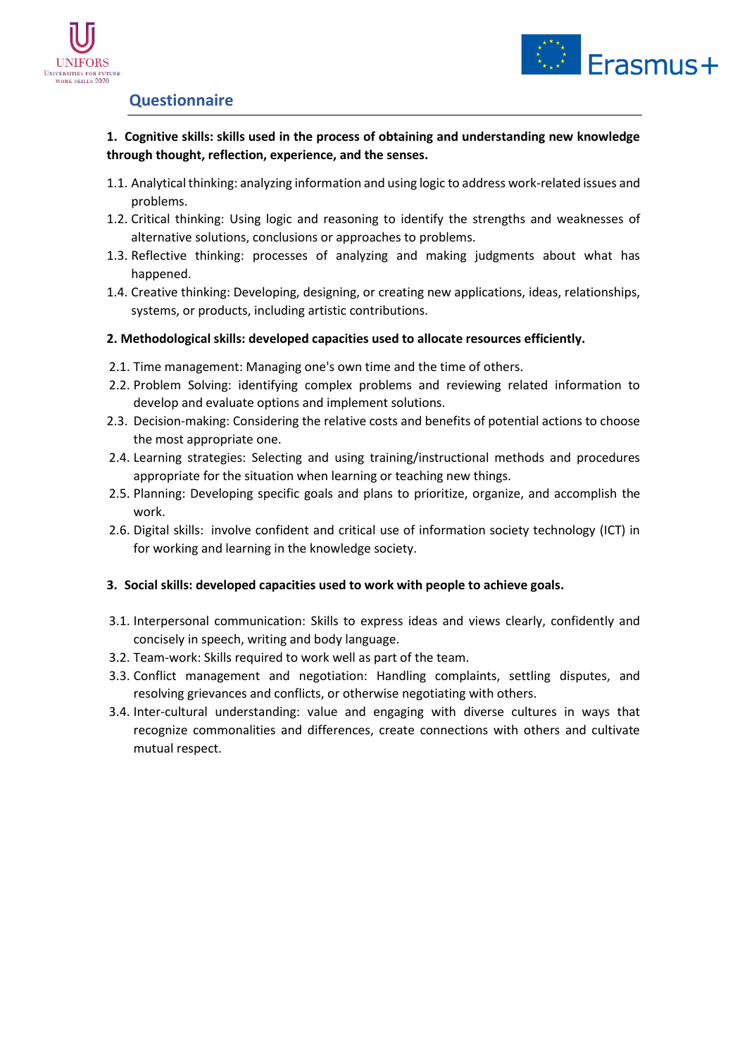## Questionnaire

**1. Cognitive skills: skills used in the process of obtaining and understanding new knowledge through thought, reflection, experience, and the senses.**

1.1. Analytical thinking: analyzing information and using logic to address work-related issues and problems.
1.2. Critical thinking: Using logic and reasoning to identify the strengths and weaknesses of alternative solutions, conclusions or approaches to problems.
1.3. Reflective thinking: processes of analyzing and making judgments about what has happened.
1.4. Creative thinking: Developing, designing, or creating new applications, ideas, relationships, systems, or products, including artistic contributions.

**2. Methodological skills: developed capacities used to allocate resources efficiently.**

2.1. Time management: Managing one's own time and the time of others.
2.2. Problem Solving: identifying complex problems and reviewing related information to develop and evaluate options and implement solutions.
2.3. Decision-making: Considering the relative costs and benefits of potential actions to choose the most appropriate one.
2.4. Learning strategies: Selecting and using training/instructional methods and procedures appropriate for the situation when learning or teaching new things.
2.5. Planning: Developing specific goals and plans to prioritize, organize, and accomplish the work.
2.6. Digital skills: involve confident and critical use of information society technology (ICT) in for working and learning in the knowledge society.

**3. Social skills: developed capacities used to work with people to achieve goals.**

3.1. Interpersonal communication: Skills to express ideas and views clearly, confidently and concisely in speech, writing and body language.
3.2. Team-work: Skills required to work well as part of the team.
3.3. Conflict management and negotiation: Handling complaints, settling disputes, and resolving grievances and conflicts, or otherwise negotiating with others.
3.4. Inter-cultural understanding: value and engaging with diverse cultures in ways that recognize commonalities and differences, create connections with others and cultivate mutual respect.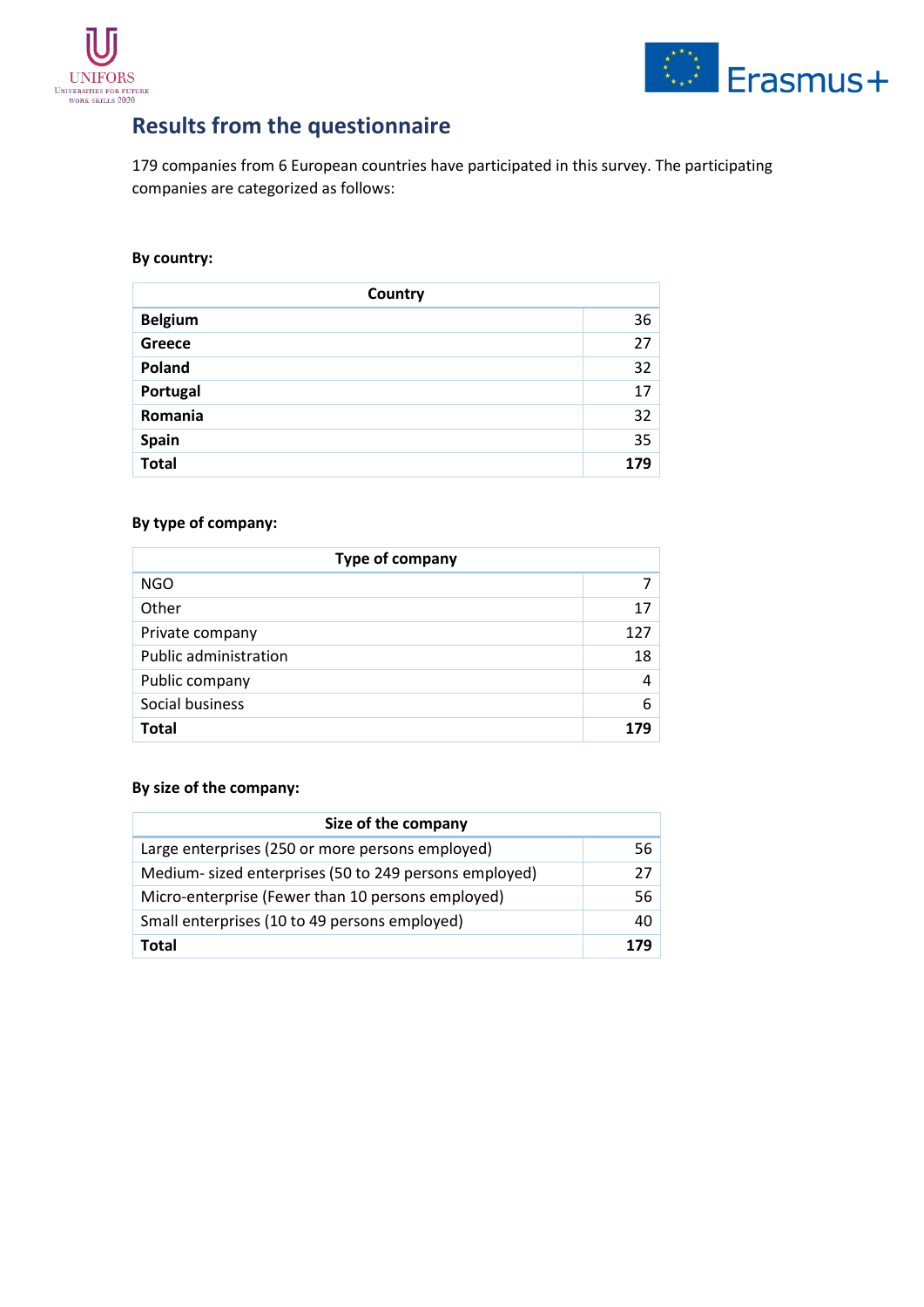## Results from the questionnaire

179 companies from 6 European countries have participated in this survey. The participating companies are categorized as follows:

**By country:**

| Country | |
|---|---|
| **Belgium** | 36 |
| **Greece** | 27 |
| **Poland** | 32 |
| **Portugal** | 17 |
| **Romania** | 32 |
| **Spain** | 35 |
| **Total** | **179** |

**By type of company:**

| Type of company | |
|---|---|
| NGO | 7 |
| Other | 17 |
| Private company | 127 |
| Public administration | 18 |
| Public company | 4 |
| Social business | 6 |
| **Total** | **179** |

**By size of the company:**

| Size of the company | |
|---|---|
| Large enterprises (250 or more persons employed) | 56 |
| Medium- sized enterprises (50 to 249 persons employed) | 27 |
| Micro-enterprise (Fewer than 10 persons employed) | 56 |
| Small enterprises (10 to 49 persons employed) | 40 |
| **Total** | **179** |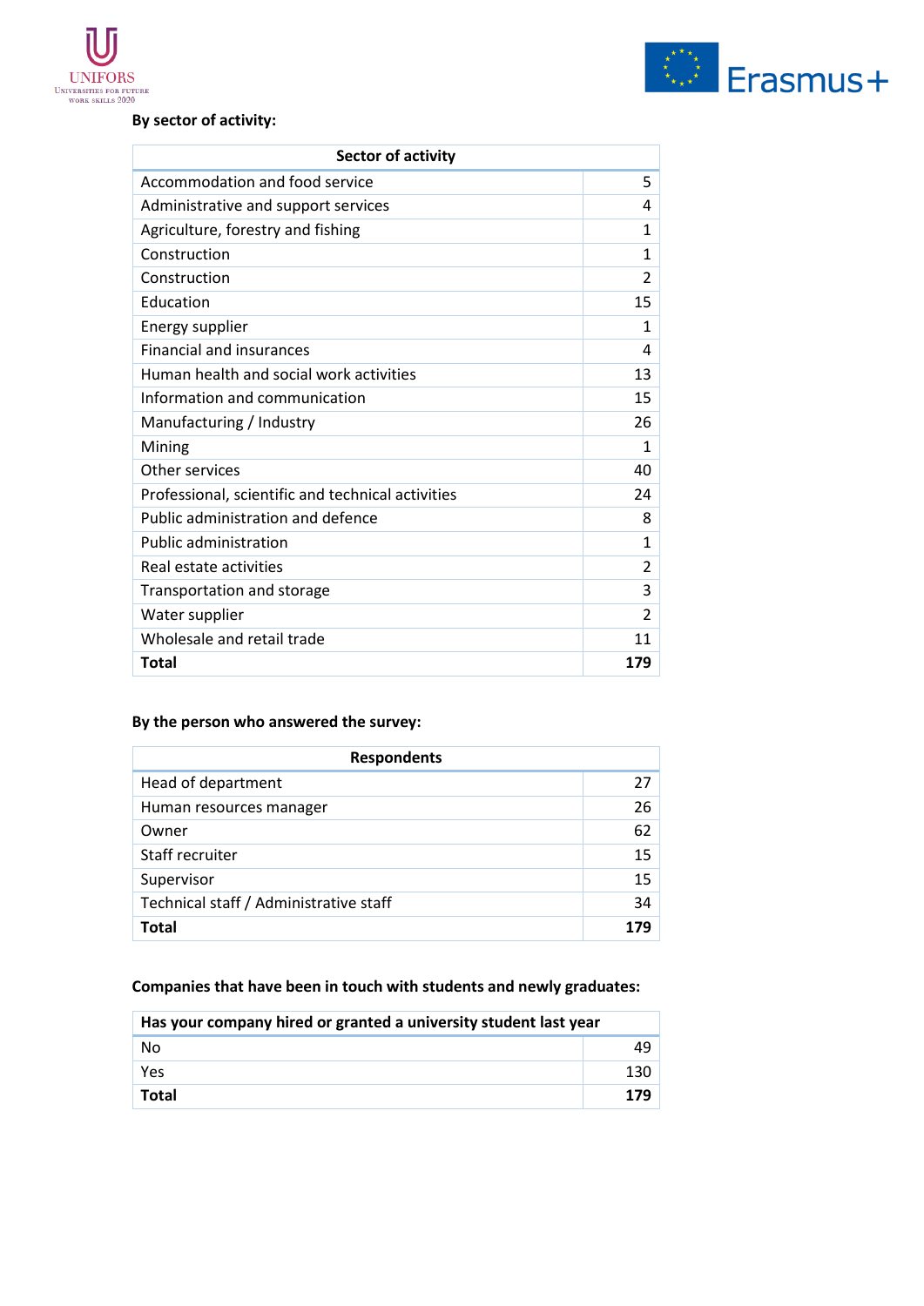**By sector of activity:**

| Sector of activity | |
|---|---|
| Accommodation and food service | 5 |
| Administrative and support services | 4 |
| Agriculture, forestry and fishing | 1 |
| Construction | 1 |
| Construction | 2 |
| Education | 15 |
| Energy supplier | 1 |
| Financial and insurances | 4 |
| Human health and social work activities | 13 |
| Information and communication | 15 |
| Manufacturing / Industry | 26 |
| Mining | 1 |
| Other services | 40 |
| Professional, scientific and technical activities | 24 |
| Public administration and defence | 8 |
| Public administration | 1 |
| Real estate activities | 2 |
| Transportation and storage | 3 |
| Water supplier | 2 |
| Wholesale and retail trade | 11 |
| **Total** | **179** |

**By the person who answered the survey:**

| Respondents | |
|---|---|
| Head of department | 27 |
| Human resources manager | 26 |
| Owner | 62 |
| Staff recruiter | 15 |
| Supervisor | 15 |
| Technical staff / Administrative staff | 34 |
| **Total** | **179** |

**Companies that have been in touch with students and newly graduates:**

| Has your company hired or granted a university student last year | |
|---|---|
| No | 49 |
| Yes | 130 |
| **Total** | **179** |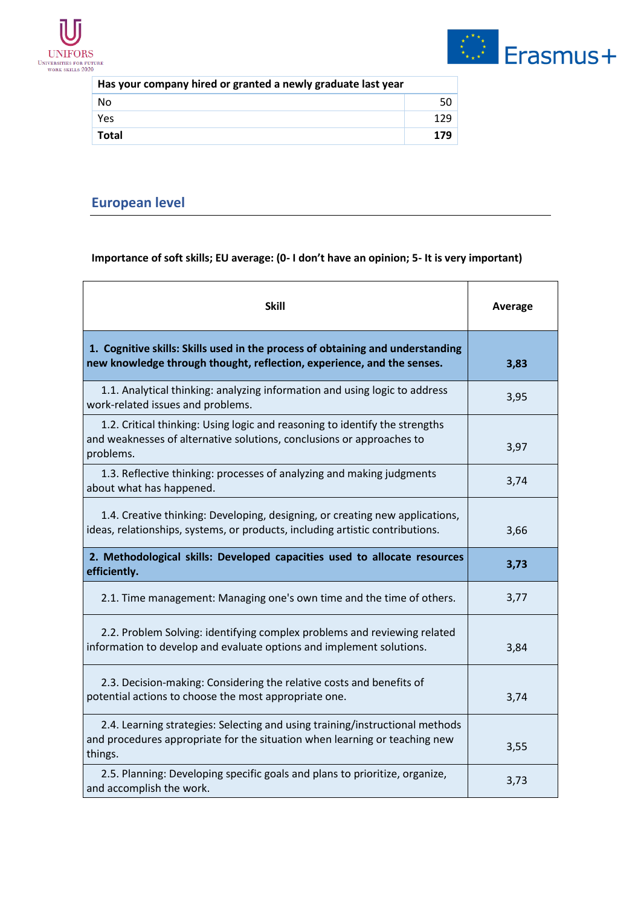| Has your company hired or granted a newly graduate last year | |
|---|---|
| No | 50 |
| Yes | 129 |
| **Total** | **179** |

## European level

**Importance of soft skills; EU average: (0- I don't have an opinion; 5- It is very important)**

| Skill | Average |
|---|---|
| **1. Cognitive skills: Skills used in the process of obtaining and understanding new knowledge through thought, reflection, experience, and the senses.** | **3,83** |
| 1.1. Analytical thinking: analyzing information and using logic to address work-related issues and problems. | 3,95 |
| 1.2. Critical thinking: Using logic and reasoning to identify the strengths and weaknesses of alternative solutions, conclusions or approaches to problems. | 3,97 |
| 1.3. Reflective thinking: processes of analyzing and making judgments about what has happened. | 3,74 |
| 1.4. Creative thinking: Developing, designing, or creating new applications, ideas, relationships, systems, or products, including artistic contributions. | 3,66 |
| **2. Methodological skills: Developed capacities used to allocate resources efficiently.** | **3,73** |
| 2.1. Time management: Managing one's own time and the time of others. | 3,77 |
| 2.2. Problem Solving: identifying complex problems and reviewing related information to develop and evaluate options and implement solutions. | 3,84 |
| 2.3. Decision-making: Considering the relative costs and benefits of potential actions to choose the most appropriate one. | 3,74 |
| 2.4. Learning strategies: Selecting and using training/instructional methods and procedures appropriate for the situation when learning or teaching new things. | 3,55 |
| 2.5. Planning: Developing specific goals and plans to prioritize, organize, and accomplish the work. | 3,73 |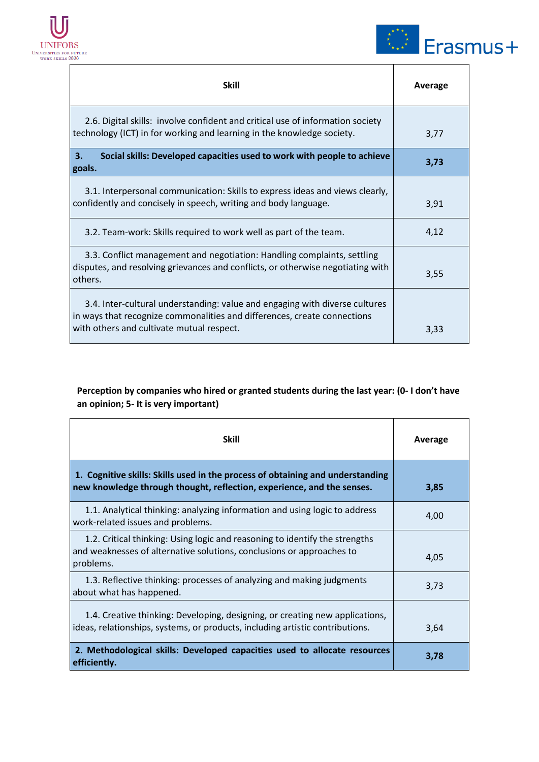| Skill | Average |
| --- | --- |
| 2.6. Digital skills: involve confident and critical use of information society technology (ICT) in for working and learning in the knowledge society. | 3,77 |
| **3. Social skills: Developed capacities used to work with people to achieve goals.** | **3,73** |
| 3.1. Interpersonal communication: Skills to express ideas and views clearly, confidently and concisely in speech, writing and body language. | 3,91 |
| 3.2. Team-work: Skills required to work well as part of the team. | 4,12 |
| 3.3. Conflict management and negotiation: Handling complaints, settling disputes, and resolving grievances and conflicts, or otherwise negotiating with others. | 3,55 |
| 3.4. Inter-cultural understanding: value and engaging with diverse cultures in ways that recognize commonalities and differences, create connections with others and cultivate mutual respect. | 3,33 |

**Perception by companies who hired or granted students during the last year: (0- I don't have an opinion; 5- It is very important)**

| Skill | Average |
| --- | --- |
| **1. Cognitive skills: Skills used in the process of obtaining and understanding new knowledge through thought, reflection, experience, and the senses.** | **3,85** |
| 1.1. Analytical thinking: analyzing information and using logic to address work-related issues and problems. | 4,00 |
| 1.2. Critical thinking: Using logic and reasoning to identify the strengths and weaknesses of alternative solutions, conclusions or approaches to problems. | 4,05 |
| 1.3. Reflective thinking: processes of analyzing and making judgments about what has happened. | 3,73 |
| 1.4. Creative thinking: Developing, designing, or creating new applications, ideas, relationships, systems, or products, including artistic contributions. | 3,64 |
| **2. Methodological skills: Developed capacities used to allocate resources efficiently.** | **3,78** |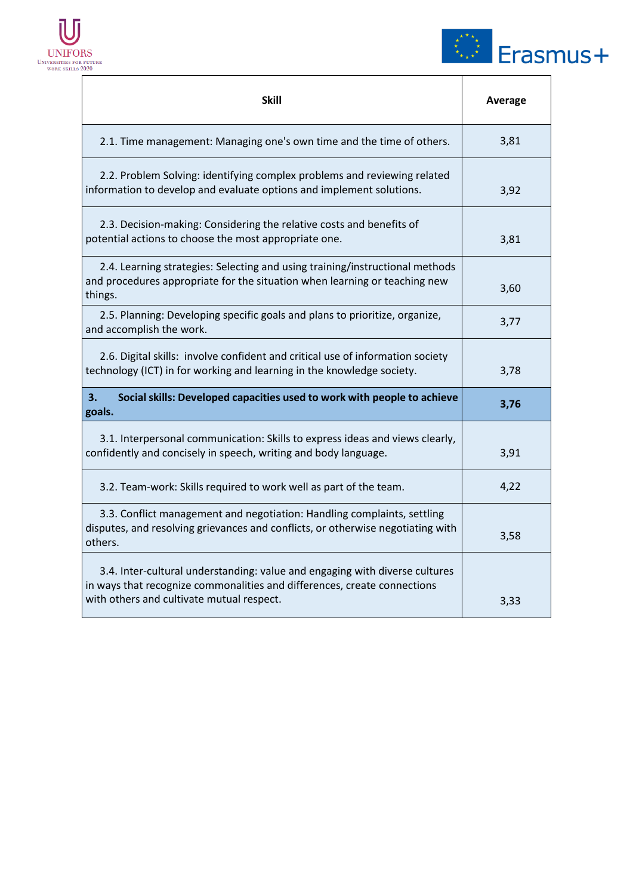| Skill | Average |
|---|---|
| 2.1. Time management: Managing one's own time and the time of others. | 3,81 |
| 2.2. Problem Solving: identifying complex problems and reviewing related information to develop and evaluate options and implement solutions. | 3,92 |
| 2.3. Decision-making: Considering the relative costs and benefits of potential actions to choose the most appropriate one. | 3,81 |
| 2.4. Learning strategies: Selecting and using training/instructional methods and procedures appropriate for the situation when learning or teaching new things. | 3,60 |
| 2.5. Planning: Developing specific goals and plans to prioritize, organize, and accomplish the work. | 3,77 |
| 2.6. Digital skills: involve confident and critical use of information society technology (ICT) in for working and learning in the knowledge society. | 3,78 |
| **3. Social skills: Developed capacities used to work with people to achieve goals.** | **3,76** |
| 3.1. Interpersonal communication: Skills to express ideas and views clearly, confidently and concisely in speech, writing and body language. | 3,91 |
| 3.2. Team-work: Skills required to work well as part of the team. | 4,22 |
| 3.3. Conflict management and negotiation: Handling complaints, settling disputes, and resolving grievances and conflicts, or otherwise negotiating with others. | 3,58 |
| 3.4. Inter-cultural understanding: value and engaging with diverse cultures in ways that recognize commonalities and differences, create connections with others and cultivate mutual respect. | 3,33 |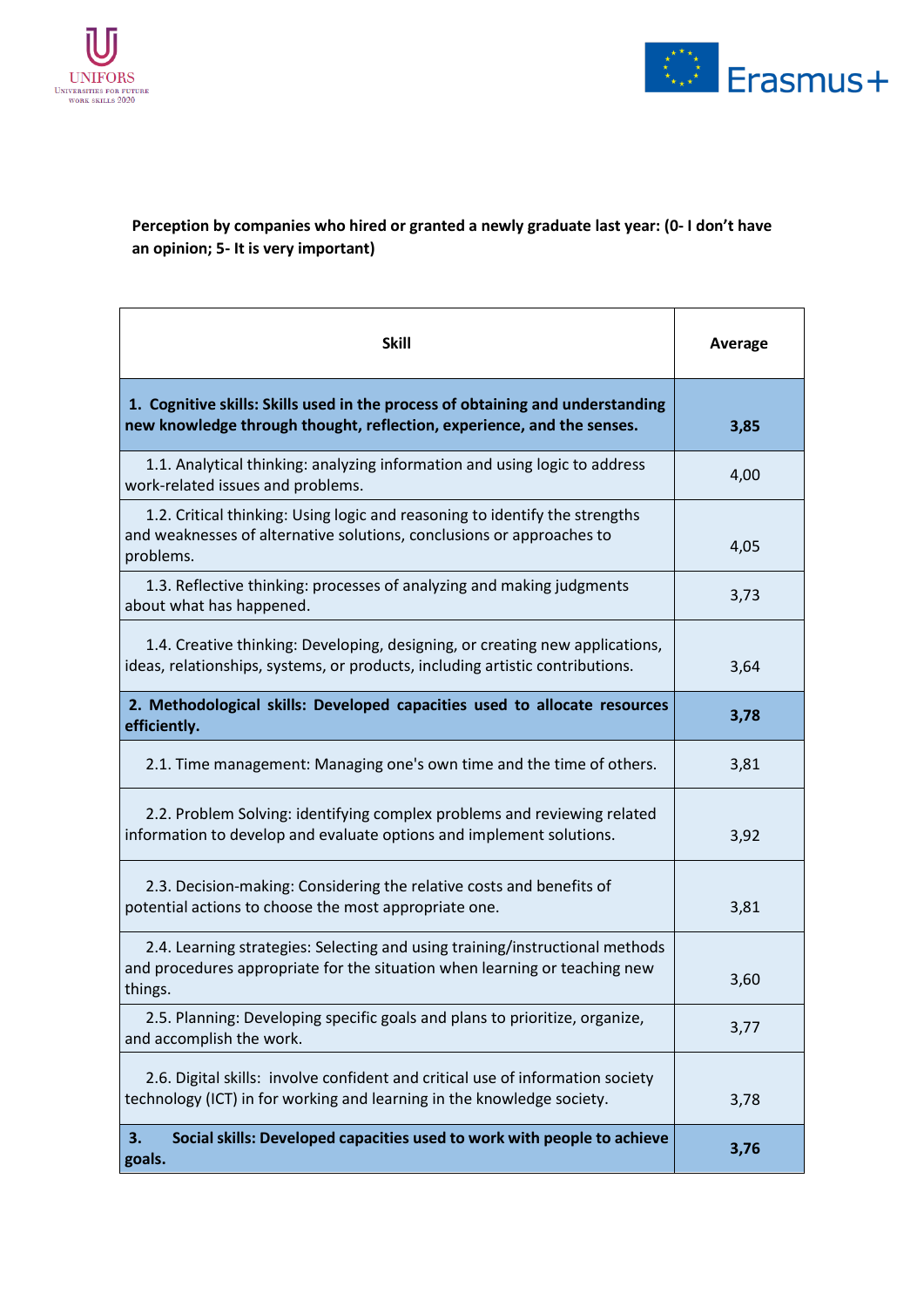**Perception by companies who hired or granted a newly graduate last year: (0- I don't have an opinion; 5- It is very important)**

| Skill | Average |
|---|---|
| **1. Cognitive skills: Skills used in the process of obtaining and understanding new knowledge through thought, reflection, experience, and the senses.** | **3,85** |
| 1.1. Analytical thinking: analyzing information and using logic to address work-related issues and problems. | 4,00 |
| 1.2. Critical thinking: Using logic and reasoning to identify the strengths and weaknesses of alternative solutions, conclusions or approaches to problems. | 4,05 |
| 1.3. Reflective thinking: processes of analyzing and making judgments about what has happened. | 3,73 |
| 1.4. Creative thinking: Developing, designing, or creating new applications, ideas, relationships, systems, or products, including artistic contributions. | 3,64 |
| **2. Methodological skills: Developed capacities used to allocate resources efficiently.** | **3,78** |
| 2.1. Time management: Managing one's own time and the time of others. | 3,81 |
| 2.2. Problem Solving: identifying complex problems and reviewing related information to develop and evaluate options and implement solutions. | 3,92 |
| 2.3. Decision-making: Considering the relative costs and benefits of potential actions to choose the most appropriate one. | 3,81 |
| 2.4. Learning strategies: Selecting and using training/instructional methods and procedures appropriate for the situation when learning or teaching new things. | 3,60 |
| 2.5. Planning: Developing specific goals and plans to prioritize, organize, and accomplish the work. | 3,77 |
| 2.6. Digital skills: involve confident and critical use of information society technology (ICT) in for working and learning in the knowledge society. | 3,78 |
| **3. Social skills: Developed capacities used to work with people to achieve goals.** | **3,76** |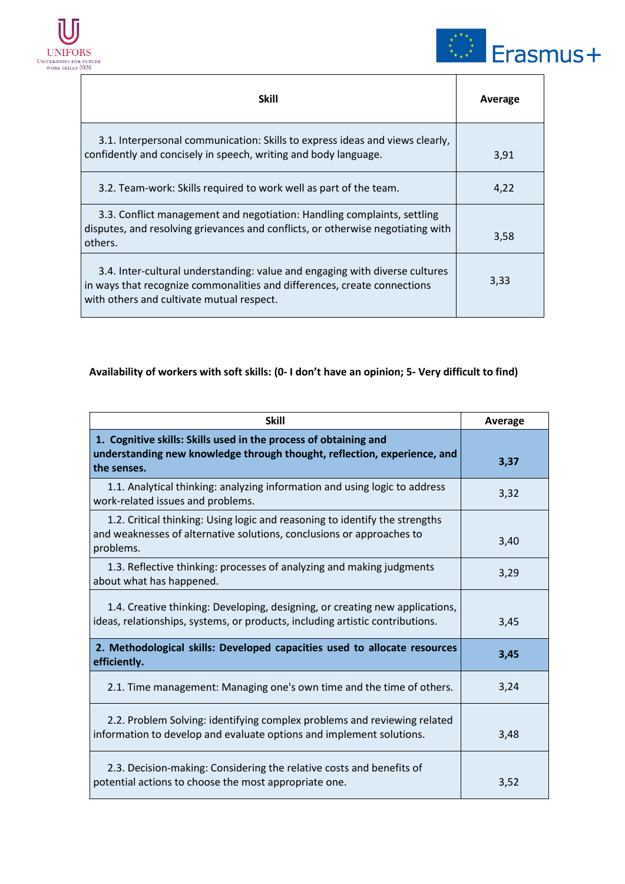| Skill | Average |
|---|---|
| 3.1. Interpersonal communication: Skills to express ideas and views clearly, confidently and concisely in speech, writing and body language. | 3,91 |
| 3.2. Team-work: Skills required to work well as part of the team. | 4,22 |
| 3.3. Conflict management and negotiation: Handling complaints, settling disputes, and resolving grievances and conflicts, or otherwise negotiating with others. | 3,58 |
| 3.4. Inter-cultural understanding: value and engaging with diverse cultures in ways that recognize commonalities and differences, create connections with others and cultivate mutual respect. | 3,33 |

**Availability of workers with soft skills: (0- I don't have an opinion; 5- Very difficult to find)**

| Skill | Average |
|---|---|
| **1. Cognitive skills: Skills used in the process of obtaining and understanding new knowledge through thought, reflection, experience, and the senses.** | **3,37** |
| 1.1. Analytical thinking: analyzing information and using logic to address work-related issues and problems. | 3,32 |
| 1.2. Critical thinking: Using logic and reasoning to identify the strengths and weaknesses of alternative solutions, conclusions or approaches to problems. | 3,40 |
| 1.3. Reflective thinking: processes of analyzing and making judgments about what has happened. | 3,29 |
| 1.4. Creative thinking: Developing, designing, or creating new applications, ideas, relationships, systems, or products, including artistic contributions. | 3,45 |
| **2. Methodological skills: Developed capacities used to allocate resources efficiently.** | **3,45** |
| 2.1. Time management: Managing one's own time and the time of others. | 3,24 |
| 2.2. Problem Solving: identifying complex problems and reviewing related information to develop and evaluate options and implement solutions. | 3,48 |
| 2.3. Decision-making: Considering the relative costs and benefits of potential actions to choose the most appropriate one. | 3,52 |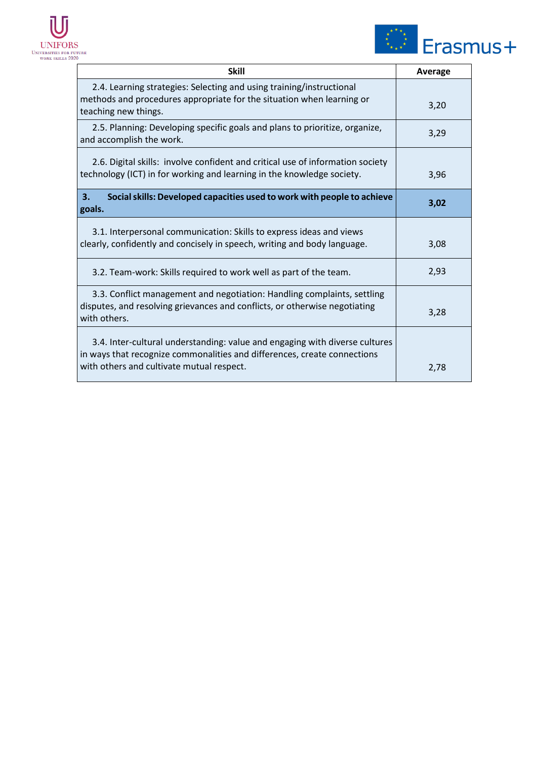| Skill | Average |
|---|---|
| 2.4. Learning strategies: Selecting and using training/instructional methods and procedures appropriate for the situation when learning or teaching new things. | 3,20 |
| 2.5. Planning: Developing specific goals and plans to prioritize, organize, and accomplish the work. | 3,29 |
| 2.6. Digital skills: involve confident and critical use of information society technology (ICT) in for working and learning in the knowledge society. | 3,96 |
| **3. Social skills: Developed capacities used to work with people to achieve goals.** | **3,02** |
| 3.1. Interpersonal communication: Skills to express ideas and views clearly, confidently and concisely in speech, writing and body language. | 3,08 |
| 3.2. Team-work: Skills required to work well as part of the team. | 2,93 |
| 3.3. Conflict management and negotiation: Handling complaints, settling disputes, and resolving grievances and conflicts, or otherwise negotiating with others. | 3,28 |
| 3.4. Inter-cultural understanding: value and engaging with diverse cultures in ways that recognize commonalities and differences, create connections with others and cultivate mutual respect. | 2,78 |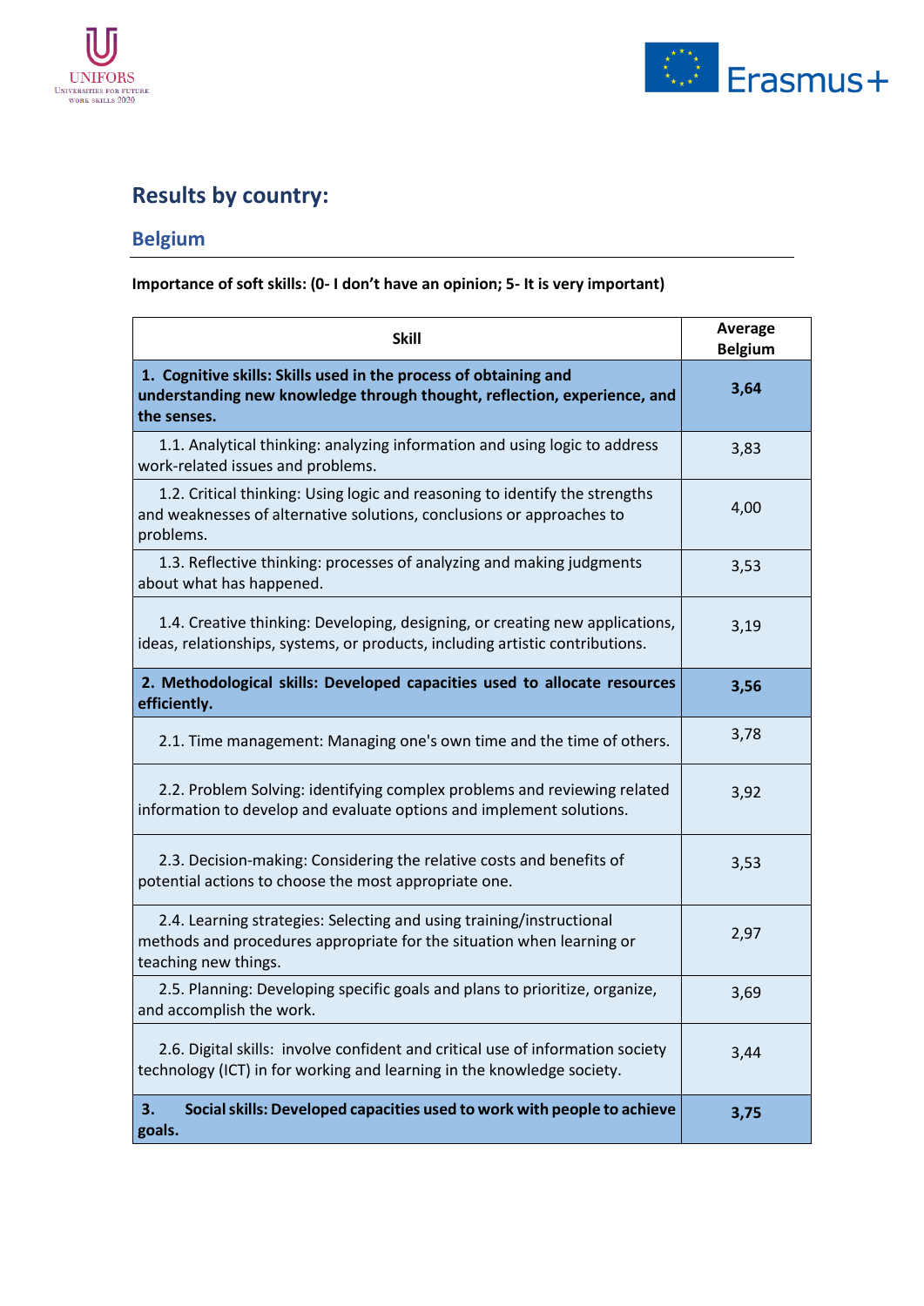## Results by country:

### Belgium

**Importance of soft skills: (0- I don't have an opinion; 5- It is very important)**

| Skill | Average Belgium |
|---|---|
| **1. Cognitive skills: Skills used in the process of obtaining and understanding new knowledge through thought, reflection, experience, and the senses.** | **3,64** |
| 1.1. Analytical thinking: analyzing information and using logic to address work-related issues and problems. | 3,83 |
| 1.2. Critical thinking: Using logic and reasoning to identify the strengths and weaknesses of alternative solutions, conclusions or approaches to problems. | 4,00 |
| 1.3. Reflective thinking: processes of analyzing and making judgments about what has happened. | 3,53 |
| 1.4. Creative thinking: Developing, designing, or creating new applications, ideas, relationships, systems, or products, including artistic contributions. | 3,19 |
| **2. Methodological skills: Developed capacities used to allocate resources efficiently.** | **3,56** |
| 2.1. Time management: Managing one's own time and the time of others. | 3,78 |
| 2.2. Problem Solving: identifying complex problems and reviewing related information to develop and evaluate options and implement solutions. | 3,92 |
| 2.3. Decision-making: Considering the relative costs and benefits of potential actions to choose the most appropriate one. | 3,53 |
| 2.4. Learning strategies: Selecting and using training/instructional methods and procedures appropriate for the situation when learning or teaching new things. | 2,97 |
| 2.5. Planning: Developing specific goals and plans to prioritize, organize, and accomplish the work. | 3,69 |
| 2.6. Digital skills: involve confident and critical use of information society technology (ICT) in for working and learning in the knowledge society. | 3,44 |
| **3. Social skills: Developed capacities used to work with people to achieve goals.** | **3,75** |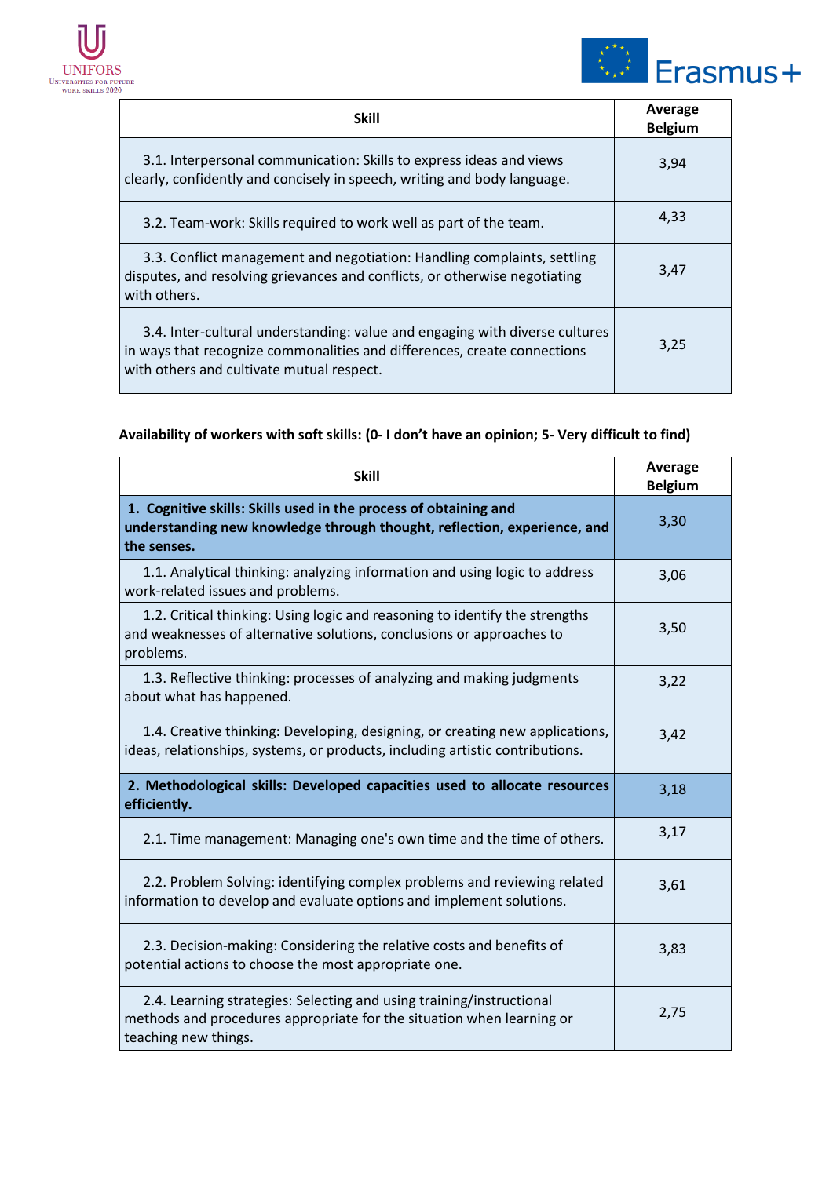| Skill | Average Belgium |
|---|---|
| 3.1. Interpersonal communication: Skills to express ideas and views clearly, confidently and concisely in speech, writing and body language. | 3,94 |
| 3.2. Team-work: Skills required to work well as part of the team. | 4,33 |
| 3.3. Conflict management and negotiation: Handling complaints, settling disputes, and resolving grievances and conflicts, or otherwise negotiating with others. | 3,47 |
| 3.4. Inter-cultural understanding: value and engaging with diverse cultures in ways that recognize commonalities and differences, create connections with others and cultivate mutual respect. | 3,25 |

**Availability of workers with soft skills: (0- I don't have an opinion; 5- Very difficult to find)**

| Skill | Average Belgium |
|---|---|
| **1. Cognitive skills: Skills used in the process of obtaining and understanding new knowledge through thought, reflection, experience, and the senses.** | 3,30 |
| 1.1. Analytical thinking: analyzing information and using logic to address work-related issues and problems. | 3,06 |
| 1.2. Critical thinking: Using logic and reasoning to identify the strengths and weaknesses of alternative solutions, conclusions or approaches to problems. | 3,50 |
| 1.3. Reflective thinking: processes of analyzing and making judgments about what has happened. | 3,22 |
| 1.4. Creative thinking: Developing, designing, or creating new applications, ideas, relationships, systems, or products, including artistic contributions. | 3,42 |
| **2. Methodological skills: Developed capacities used to allocate resources efficiently.** | 3,18 |
| 2.1. Time management: Managing one's own time and the time of others. | 3,17 |
| 2.2. Problem Solving: identifying complex problems and reviewing related information to develop and evaluate options and implement solutions. | 3,61 |
| 2.3. Decision-making: Considering the relative costs and benefits of potential actions to choose the most appropriate one. | 3,83 |
| 2.4. Learning strategies: Selecting and using training/instructional methods and procedures appropriate for the situation when learning or teaching new things. | 2,75 |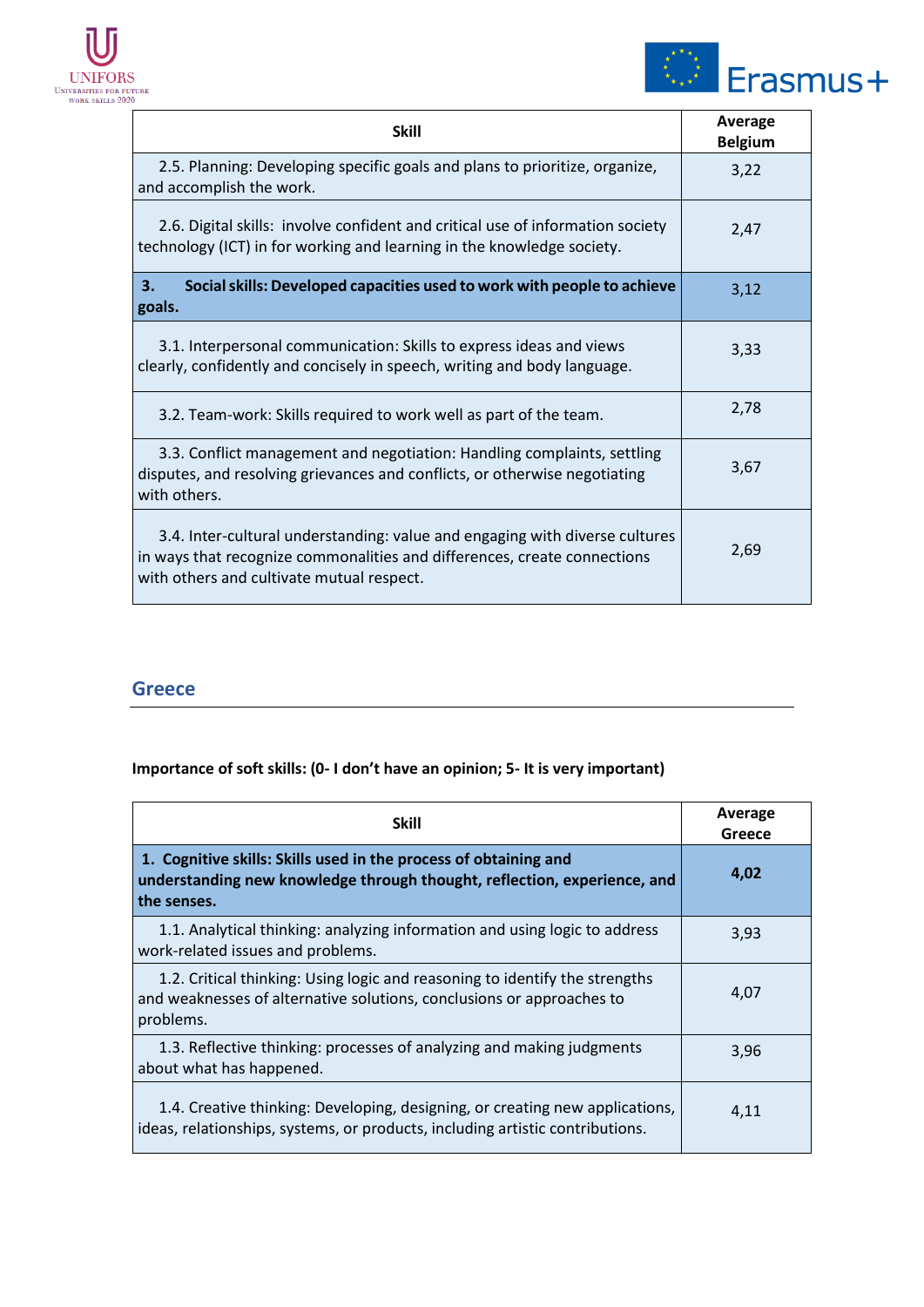| Skill | Average Belgium |
|---|---|
| 2.5. Planning: Developing specific goals and plans to prioritize, organize, and accomplish the work. | 3,22 |
| 2.6. Digital skills: involve confident and critical use of information society technology (ICT) in for working and learning in the knowledge society. | 2,47 |
| **3. Social skills: Developed capacities used to work with people to achieve goals.** | 3,12 |
| 3.1. Interpersonal communication: Skills to express ideas and views clearly, confidently and concisely in speech, writing and body language. | 3,33 |
| 3.2. Team-work: Skills required to work well as part of the team. | 2,78 |
| 3.3. Conflict management and negotiation: Handling complaints, settling disputes, and resolving grievances and conflicts, or otherwise negotiating with others. | 3,67 |
| 3.4. Inter-cultural understanding: value and engaging with diverse cultures in ways that recognize commonalities and differences, create connections with others and cultivate mutual respect. | 2,69 |

## Greece

**Importance of soft skills: (0- I don't have an opinion; 5- It is very important)**

| Skill | Average Greece |
|---|---|
| **1. Cognitive skills: Skills used in the process of obtaining and understanding new knowledge through thought, reflection, experience, and the senses.** | **4,02** |
| 1.1. Analytical thinking: analyzing information and using logic to address work-related issues and problems. | 3,93 |
| 1.2. Critical thinking: Using logic and reasoning to identify the strengths and weaknesses of alternative solutions, conclusions or approaches to problems. | 4,07 |
| 1.3. Reflective thinking: processes of analyzing and making judgments about what has happened. | 3,96 |
| 1.4. Creative thinking: Developing, designing, or creating new applications, ideas, relationships, systems, or products, including artistic contributions. | 4,11 |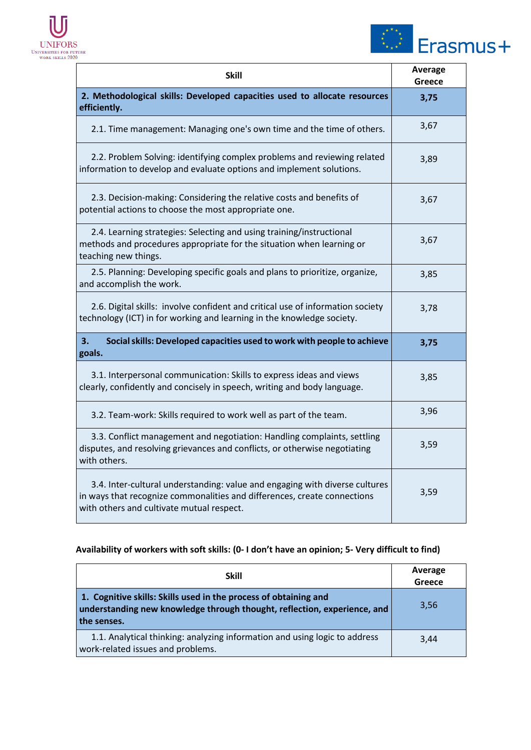| Skill | Average Greece |
|---|---|
| **2. Methodological skills: Developed capacities used to allocate resources efficiently.** | **3,75** |
| 2.1. Time management: Managing one's own time and the time of others. | 3,67 |
| 2.2. Problem Solving: identifying complex problems and reviewing related information to develop and evaluate options and implement solutions. | 3,89 |
| 2.3. Decision-making: Considering the relative costs and benefits of potential actions to choose the most appropriate one. | 3,67 |
| 2.4. Learning strategies: Selecting and using training/instructional methods and procedures appropriate for the situation when learning or teaching new things. | 3,67 |
| 2.5. Planning: Developing specific goals and plans to prioritize, organize, and accomplish the work. | 3,85 |
| 2.6. Digital skills: involve confident and critical use of information society technology (ICT) in for working and learning in the knowledge society. | 3,78 |
| **3. Social skills: Developed capacities used to work with people to achieve goals.** | **3,75** |
| 3.1. Interpersonal communication: Skills to express ideas and views clearly, confidently and concisely in speech, writing and body language. | 3,85 |
| 3.2. Team-work: Skills required to work well as part of the team. | 3,96 |
| 3.3. Conflict management and negotiation: Handling complaints, settling disputes, and resolving grievances and conflicts, or otherwise negotiating with others. | 3,59 |
| 3.4. Inter-cultural understanding: value and engaging with diverse cultures in ways that recognize commonalities and differences, create connections with others and cultivate mutual respect. | 3,59 |

**Availability of workers with soft skills: (0- I don't have an opinion; 5- Very difficult to find)**

| Skill | Average Greece |
|---|---|
| **1. Cognitive skills: Skills used in the process of obtaining and understanding new knowledge through thought, reflection, experience, and the senses.** | 3,56 |
| 1.1. Analytical thinking: analyzing information and using logic to address work-related issues and problems. | 3,44 |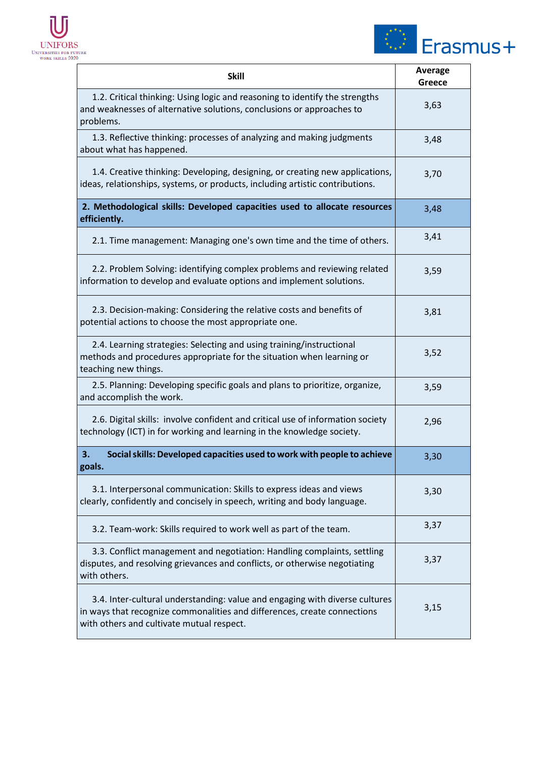| Skill | Average Greece |
|---|---|
| 1.2. Critical thinking: Using logic and reasoning to identify the strengths and weaknesses of alternative solutions, conclusions or approaches to problems. | 3,63 |
| 1.3. Reflective thinking: processes of analyzing and making judgments about what has happened. | 3,48 |
| 1.4. Creative thinking: Developing, designing, or creating new applications, ideas, relationships, systems, or products, including artistic contributions. | 3,70 |
| **2. Methodological skills: Developed capacities used to allocate resources efficiently.** | 3,48 |
| 2.1. Time management: Managing one's own time and the time of others. | 3,41 |
| 2.2. Problem Solving: identifying complex problems and reviewing related information to develop and evaluate options and implement solutions. | 3,59 |
| 2.3. Decision-making: Considering the relative costs and benefits of potential actions to choose the most appropriate one. | 3,81 |
| 2.4. Learning strategies: Selecting and using training/instructional methods and procedures appropriate for the situation when learning or teaching new things. | 3,52 |
| 2.5. Planning: Developing specific goals and plans to prioritize, organize, and accomplish the work. | 3,59 |
| 2.6. Digital skills: involve confident and critical use of information society technology (ICT) in for working and learning in the knowledge society. | 2,96 |
| **3. Social skills: Developed capacities used to work with people to achieve goals.** | 3,30 |
| 3.1. Interpersonal communication: Skills to express ideas and views clearly, confidently and concisely in speech, writing and body language. | 3,30 |
| 3.2. Team-work: Skills required to work well as part of the team. | 3,37 |
| 3.3. Conflict management and negotiation: Handling complaints, settling disputes, and resolving grievances and conflicts, or otherwise negotiating with others. | 3,37 |
| 3.4. Inter-cultural understanding: value and engaging with diverse cultures in ways that recognize commonalities and differences, create connections with others and cultivate mutual respect. | 3,15 |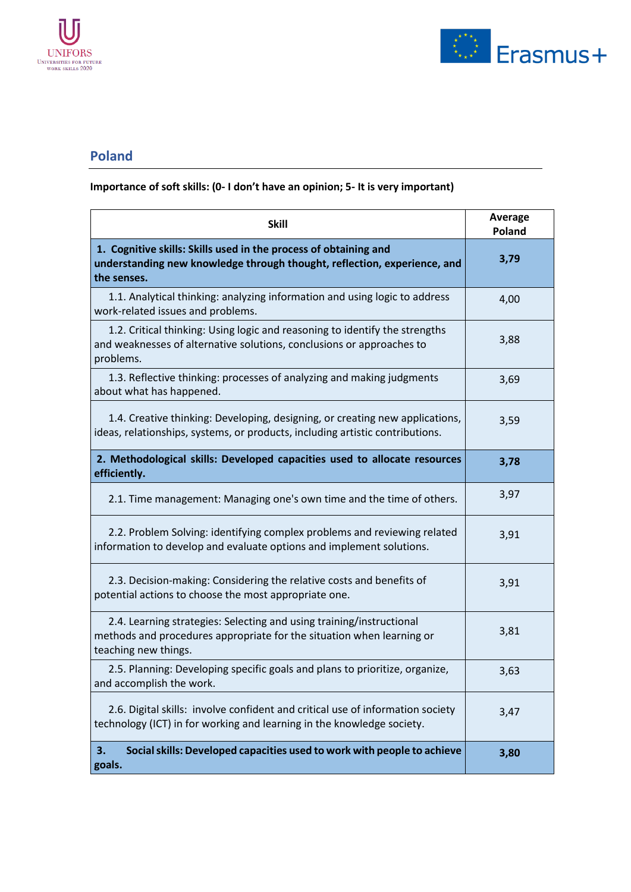## Poland

**Importance of soft skills: (0- I don't have an opinion; 5- It is very important)**

| Skill | Average Poland |
|---|---|
| **1. Cognitive skills: Skills used in the process of obtaining and understanding new knowledge through thought, reflection, experience, and the senses.** | **3,79** |
| 1.1. Analytical thinking: analyzing information and using logic to address work-related issues and problems. | 4,00 |
| 1.2. Critical thinking: Using logic and reasoning to identify the strengths and weaknesses of alternative solutions, conclusions or approaches to problems. | 3,88 |
| 1.3. Reflective thinking: processes of analyzing and making judgments about what has happened. | 3,69 |
| 1.4. Creative thinking: Developing, designing, or creating new applications, ideas, relationships, systems, or products, including artistic contributions. | 3,59 |
| **2. Methodological skills: Developed capacities used to allocate resources efficiently.** | **3,78** |
| 2.1. Time management: Managing one's own time and the time of others. | 3,97 |
| 2.2. Problem Solving: identifying complex problems and reviewing related information to develop and evaluate options and implement solutions. | 3,91 |
| 2.3. Decision-making: Considering the relative costs and benefits of potential actions to choose the most appropriate one. | 3,91 |
| 2.4. Learning strategies: Selecting and using training/instructional methods and procedures appropriate for the situation when learning or teaching new things. | 3,81 |
| 2.5. Planning: Developing specific goals and plans to prioritize, organize, and accomplish the work. | 3,63 |
| 2.6. Digital skills: involve confident and critical use of information society technology (ICT) in for working and learning in the knowledge society. | 3,47 |
| **3. Social skills: Developed capacities used to work with people to achieve goals.** | **3,80** |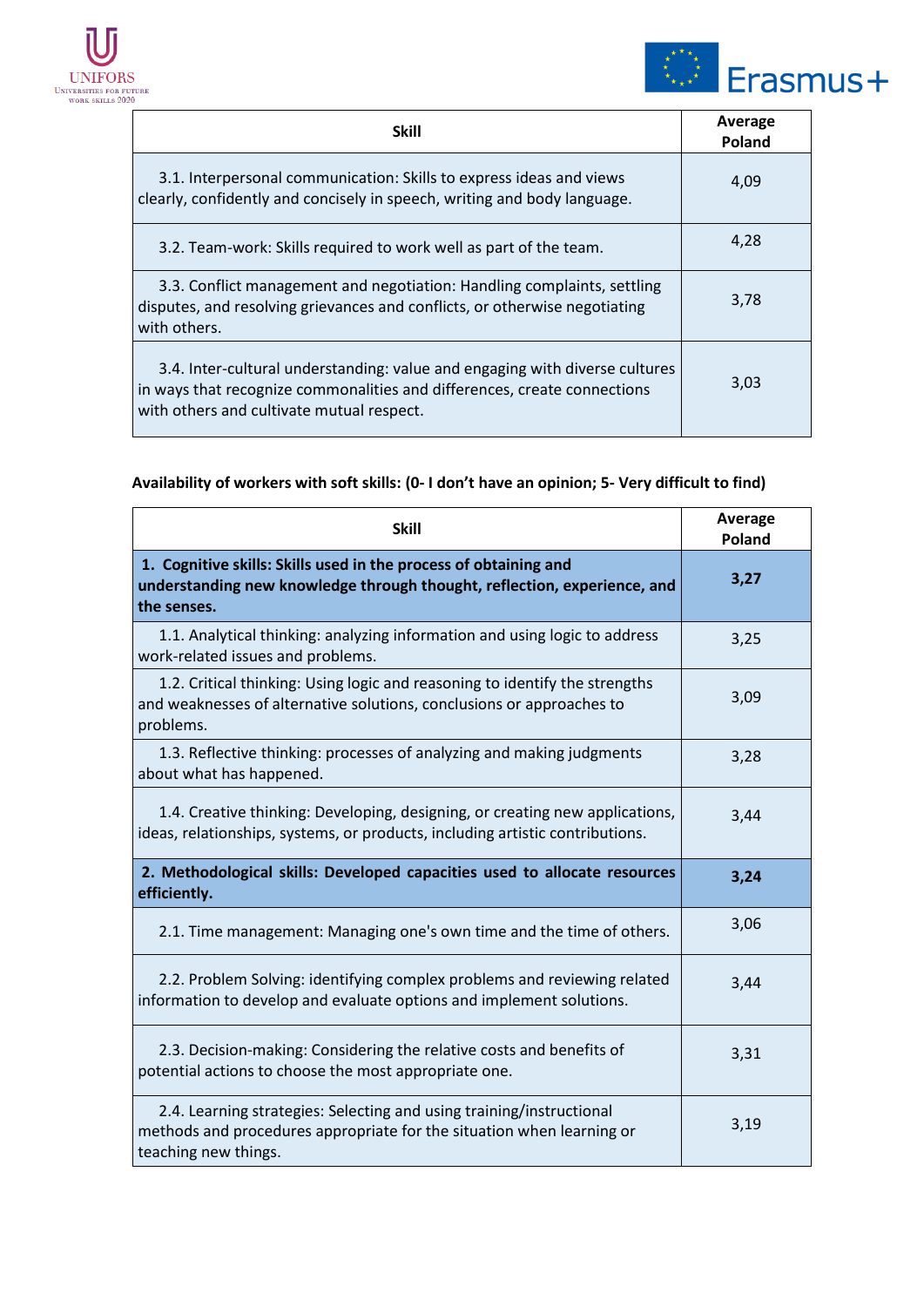| Skill | Average Poland |
|---|---|
| 3.1. Interpersonal communication: Skills to express ideas and views clearly, confidently and concisely in speech, writing and body language. | 4,09 |
| 3.2. Team-work: Skills required to work well as part of the team. | 4,28 |
| 3.3. Conflict management and negotiation: Handling complaints, settling disputes, and resolving grievances and conflicts, or otherwise negotiating with others. | 3,78 |
| 3.4. Inter-cultural understanding: value and engaging with diverse cultures in ways that recognize commonalities and differences, create connections with others and cultivate mutual respect. | 3,03 |

**Availability of workers with soft skills: (0- I don't have an opinion; 5- Very difficult to find)**

| Skill | Average Poland |
|---|---|
| **1. Cognitive skills: Skills used in the process of obtaining and understanding new knowledge through thought, reflection, experience, and the senses.** | **3,27** |
| 1.1. Analytical thinking: analyzing information and using logic to address work-related issues and problems. | 3,25 |
| 1.2. Critical thinking: Using logic and reasoning to identify the strengths and weaknesses of alternative solutions, conclusions or approaches to problems. | 3,09 |
| 1.3. Reflective thinking: processes of analyzing and making judgments about what has happened. | 3,28 |
| 1.4. Creative thinking: Developing, designing, or creating new applications, ideas, relationships, systems, or products, including artistic contributions. | 3,44 |
| **2. Methodological skills: Developed capacities used to allocate resources efficiently.** | **3,24** |
| 2.1. Time management: Managing one's own time and the time of others. | 3,06 |
| 2.2. Problem Solving: identifying complex problems and reviewing related information to develop and evaluate options and implement solutions. | 3,44 |
| 2.3. Decision-making: Considering the relative costs and benefits of potential actions to choose the most appropriate one. | 3,31 |
| 2.4. Learning strategies: Selecting and using training/instructional methods and procedures appropriate for the situation when learning or teaching new things. | 3,19 |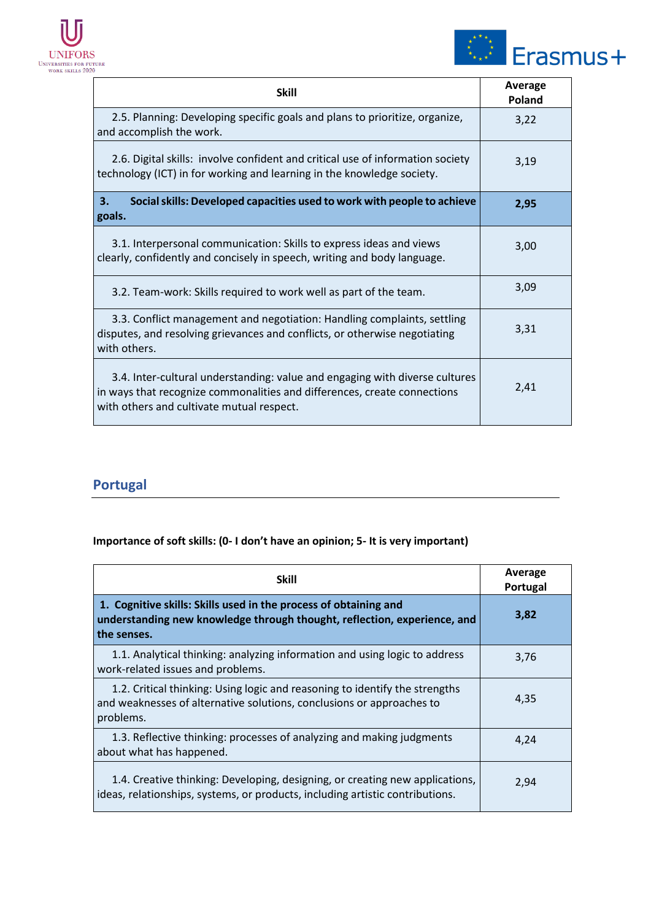| Skill | Average Poland |
|---|---|
| 2.5. Planning: Developing specific goals and plans to prioritize, organize, and accomplish the work. | 3,22 |
| 2.6. Digital skills: involve confident and critical use of information society technology (ICT) in for working and learning in the knowledge society. | 3,19 |
| **3. Social skills: Developed capacities used to work with people to achieve goals.** | **2,95** |
| 3.1. Interpersonal communication: Skills to express ideas and views clearly, confidently and concisely in speech, writing and body language. | 3,00 |
| 3.2. Team-work: Skills required to work well as part of the team. | 3,09 |
| 3.3. Conflict management and negotiation: Handling complaints, settling disputes, and resolving grievances and conflicts, or otherwise negotiating with others. | 3,31 |
| 3.4. Inter-cultural understanding: value and engaging with diverse cultures in ways that recognize commonalities and differences, create connections with others and cultivate mutual respect. | 2,41 |

## Portugal

**Importance of soft skills: (0- I don't have an opinion; 5- It is very important)**

| Skill | Average Portugal |
|---|---|
| **1. Cognitive skills: Skills used in the process of obtaining and understanding new knowledge through thought, reflection, experience, and the senses.** | **3,82** |
| 1.1. Analytical thinking: analyzing information and using logic to address work-related issues and problems. | 3,76 |
| 1.2. Critical thinking: Using logic and reasoning to identify the strengths and weaknesses of alternative solutions, conclusions or approaches to problems. | 4,35 |
| 1.3. Reflective thinking: processes of analyzing and making judgments about what has happened. | 4,24 |
| 1.4. Creative thinking: Developing, designing, or creating new applications, ideas, relationships, systems, or products, including artistic contributions. | 2,94 |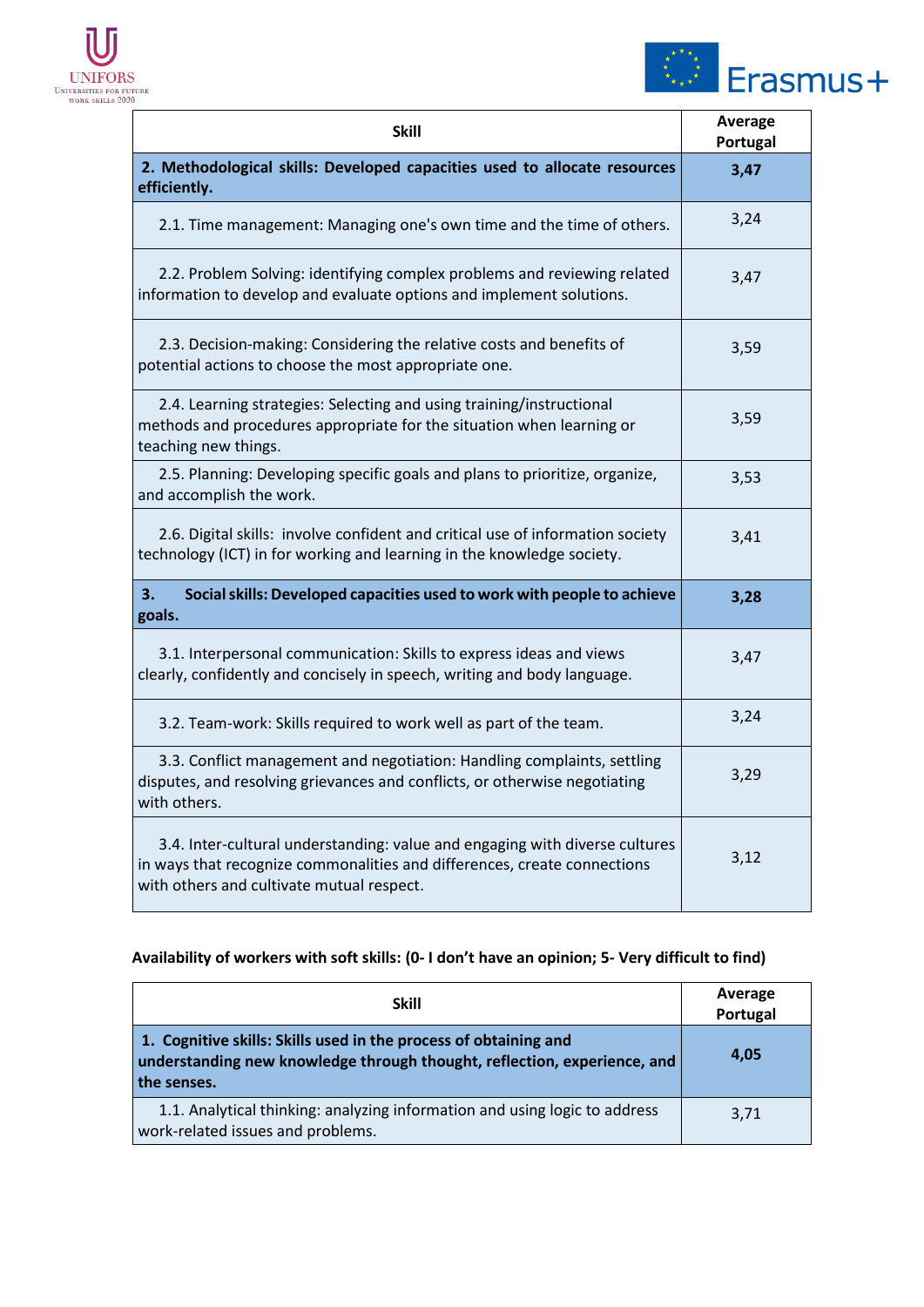| Skill | Average Portugal |
|---|---|
| **2. Methodological skills: Developed capacities used to allocate resources efficiently.** | **3,47** |
| 2.1. Time management: Managing one's own time and the time of others. | 3,24 |
| 2.2. Problem Solving: identifying complex problems and reviewing related information to develop and evaluate options and implement solutions. | 3,47 |
| 2.3. Decision-making: Considering the relative costs and benefits of potential actions to choose the most appropriate one. | 3,59 |
| 2.4. Learning strategies: Selecting and using training/instructional methods and procedures appropriate for the situation when learning or teaching new things. | 3,59 |
| 2.5. Planning: Developing specific goals and plans to prioritize, organize, and accomplish the work. | 3,53 |
| 2.6. Digital skills: involve confident and critical use of information society technology (ICT) in for working and learning in the knowledge society. | 3,41 |
| **3. Social skills: Developed capacities used to work with people to achieve goals.** | **3,28** |
| 3.1. Interpersonal communication: Skills to express ideas and views clearly, confidently and concisely in speech, writing and body language. | 3,47 |
| 3.2. Team-work: Skills required to work well as part of the team. | 3,24 |
| 3.3. Conflict management and negotiation: Handling complaints, settling disputes, and resolving grievances and conflicts, or otherwise negotiating with others. | 3,29 |
| 3.4. Inter-cultural understanding: value and engaging with diverse cultures in ways that recognize commonalities and differences, create connections with others and cultivate mutual respect. | 3,12 |

**Availability of workers with soft skills: (0- I don't have an opinion; 5- Very difficult to find)**

| Skill | Average Portugal |
|---|---|
| **1. Cognitive skills: Skills used in the process of obtaining and understanding new knowledge through thought, reflection, experience, and the senses.** | **4,05** |
| 1.1. Analytical thinking: analyzing information and using logic to address work-related issues and problems. | 3,71 |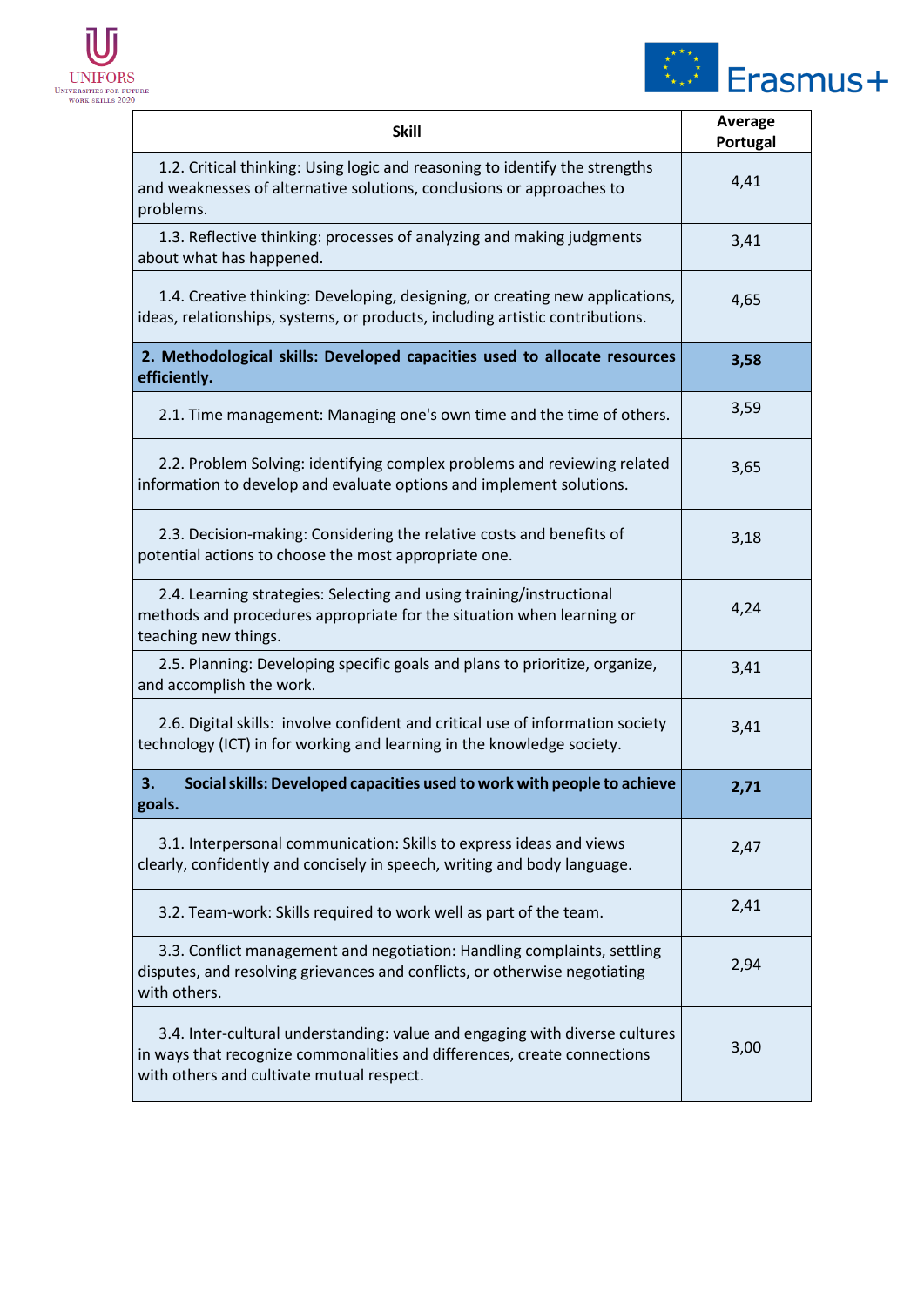| Skill | Average Portugal |
|---|---|
| 1.2. Critical thinking: Using logic and reasoning to identify the strengths and weaknesses of alternative solutions, conclusions or approaches to problems. | 4,41 |
| 1.3. Reflective thinking: processes of analyzing and making judgments about what has happened. | 3,41 |
| 1.4. Creative thinking: Developing, designing, or creating new applications, ideas, relationships, systems, or products, including artistic contributions. | 4,65 |
| **2. Methodological skills: Developed capacities used to allocate resources efficiently.** | **3,58** |
| 2.1. Time management: Managing one's own time and the time of others. | 3,59 |
| 2.2. Problem Solving: identifying complex problems and reviewing related information to develop and evaluate options and implement solutions. | 3,65 |
| 2.3. Decision-making: Considering the relative costs and benefits of potential actions to choose the most appropriate one. | 3,18 |
| 2.4. Learning strategies: Selecting and using training/instructional methods and procedures appropriate for the situation when learning or teaching new things. | 4,24 |
| 2.5. Planning: Developing specific goals and plans to prioritize, organize, and accomplish the work. | 3,41 |
| 2.6. Digital skills: involve confident and critical use of information society technology (ICT) in for working and learning in the knowledge society. | 3,41 |
| **3. Social skills: Developed capacities used to work with people to achieve goals.** | **2,71** |
| 3.1. Interpersonal communication: Skills to express ideas and views clearly, confidently and concisely in speech, writing and body language. | 2,47 |
| 3.2. Team-work: Skills required to work well as part of the team. | 2,41 |
| 3.3. Conflict management and negotiation: Handling complaints, settling disputes, and resolving grievances and conflicts, or otherwise negotiating with others. | 2,94 |
| 3.4. Inter-cultural understanding: value and engaging with diverse cultures in ways that recognize commonalities and differences, create connections with others and cultivate mutual respect. | 3,00 |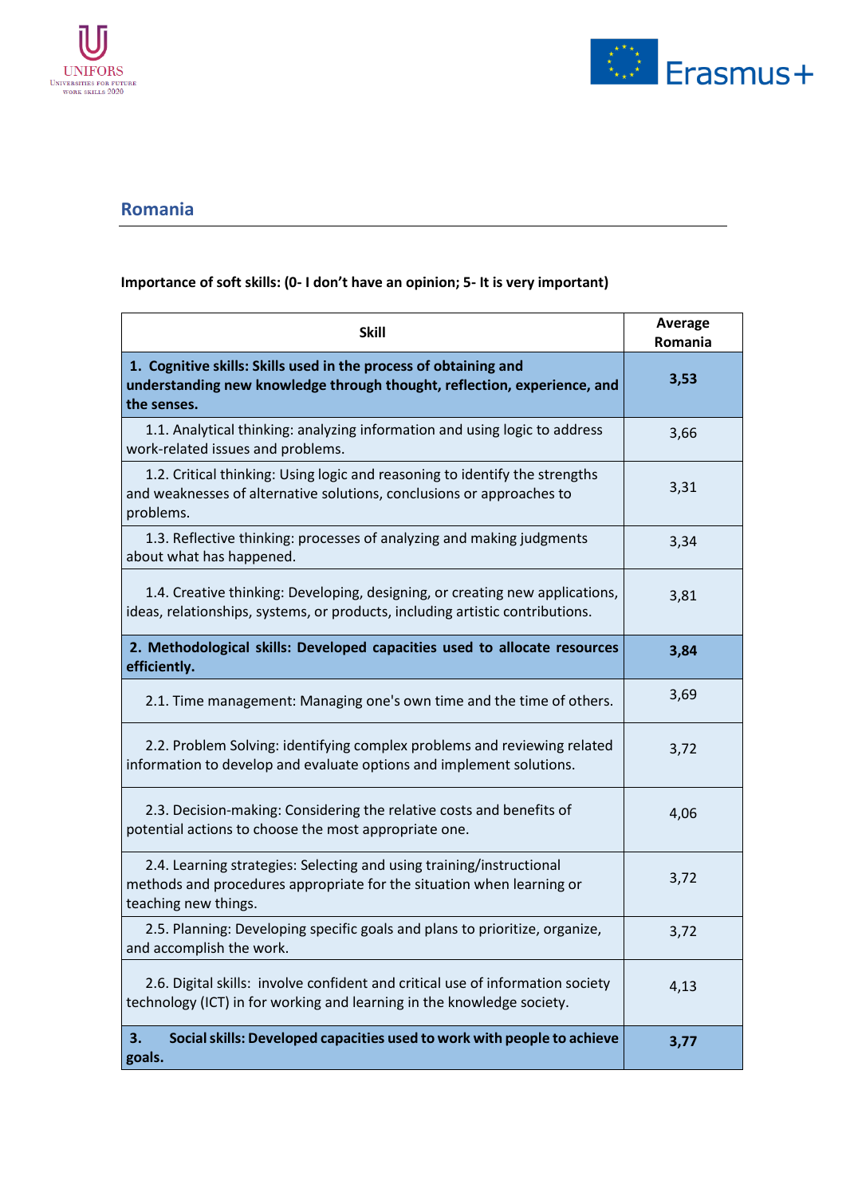## Romania

**Importance of soft skills: (0- I don't have an opinion; 5- It is very important)**

| Skill | Average Romania |
|---|---|
| **1. Cognitive skills: Skills used in the process of obtaining and understanding new knowledge through thought, reflection, experience, and the senses.** | **3,53** |
| 1.1. Analytical thinking: analyzing information and using logic to address work-related issues and problems. | 3,66 |
| 1.2. Critical thinking: Using logic and reasoning to identify the strengths and weaknesses of alternative solutions, conclusions or approaches to problems. | 3,31 |
| 1.3. Reflective thinking: processes of analyzing and making judgments about what has happened. | 3,34 |
| 1.4. Creative thinking: Developing, designing, or creating new applications, ideas, relationships, systems, or products, including artistic contributions. | 3,81 |
| **2. Methodological skills: Developed capacities used to allocate resources efficiently.** | **3,84** |
| 2.1. Time management: Managing one's own time and the time of others. | 3,69 |
| 2.2. Problem Solving: identifying complex problems and reviewing related information to develop and evaluate options and implement solutions. | 3,72 |
| 2.3. Decision-making: Considering the relative costs and benefits of potential actions to choose the most appropriate one. | 4,06 |
| 2.4. Learning strategies: Selecting and using training/instructional methods and procedures appropriate for the situation when learning or teaching new things. | 3,72 |
| 2.5. Planning: Developing specific goals and plans to prioritize, organize, and accomplish the work. | 3,72 |
| 2.6. Digital skills: involve confident and critical use of information society technology (ICT) in for working and learning in the knowledge society. | 4,13 |
| **3. Social skills: Developed capacities used to work with people to achieve goals.** | **3,77** |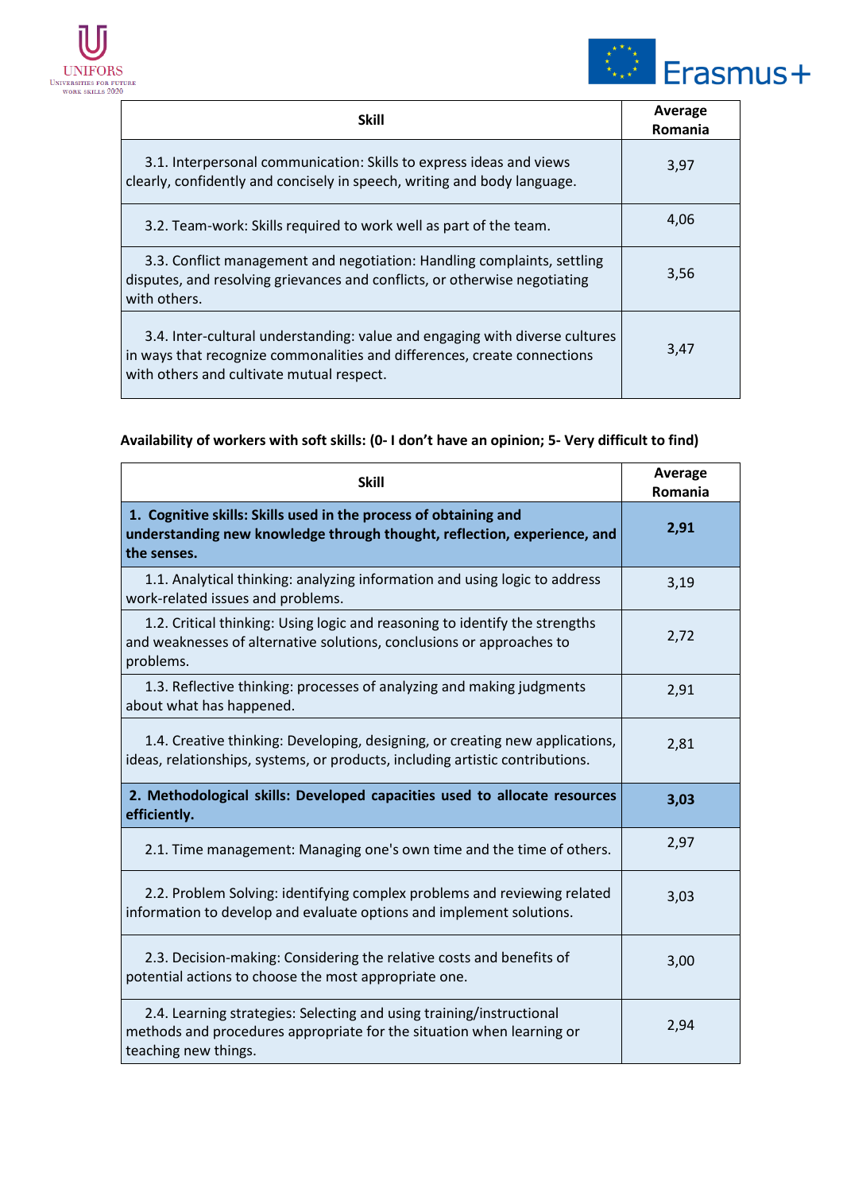| Skill | Average Romania |
|---|---|
| 3.1. Interpersonal communication: Skills to express ideas and views clearly, confidently and concisely in speech, writing and body language. | 3,97 |
| 3.2. Team-work: Skills required to work well as part of the team. | 4,06 |
| 3.3. Conflict management and negotiation: Handling complaints, settling disputes, and resolving grievances and conflicts, or otherwise negotiating with others. | 3,56 |
| 3.4. Inter-cultural understanding: value and engaging with diverse cultures in ways that recognize commonalities and differences, create connections with others and cultivate mutual respect. | 3,47 |

**Availability of workers with soft skills: (0- I don't have an opinion; 5- Very difficult to find)**

| Skill | Average Romania |
|---|---|
| **1. Cognitive skills: Skills used in the process of obtaining and understanding new knowledge through thought, reflection, experience, and the senses.** | **2,91** |
| 1.1. Analytical thinking: analyzing information and using logic to address work-related issues and problems. | 3,19 |
| 1.2. Critical thinking: Using logic and reasoning to identify the strengths and weaknesses of alternative solutions, conclusions or approaches to problems. | 2,72 |
| 1.3. Reflective thinking: processes of analyzing and making judgments about what has happened. | 2,91 |
| 1.4. Creative thinking: Developing, designing, or creating new applications, ideas, relationships, systems, or products, including artistic contributions. | 2,81 |
| **2. Methodological skills: Developed capacities used to allocate resources efficiently.** | **3,03** |
| 2.1. Time management: Managing one's own time and the time of others. | 2,97 |
| 2.2. Problem Solving: identifying complex problems and reviewing related information to develop and evaluate options and implement solutions. | 3,03 |
| 2.3. Decision-making: Considering the relative costs and benefits of potential actions to choose the most appropriate one. | 3,00 |
| 2.4. Learning strategies: Selecting and using training/instructional methods and procedures appropriate for the situation when learning or teaching new things. | 2,94 |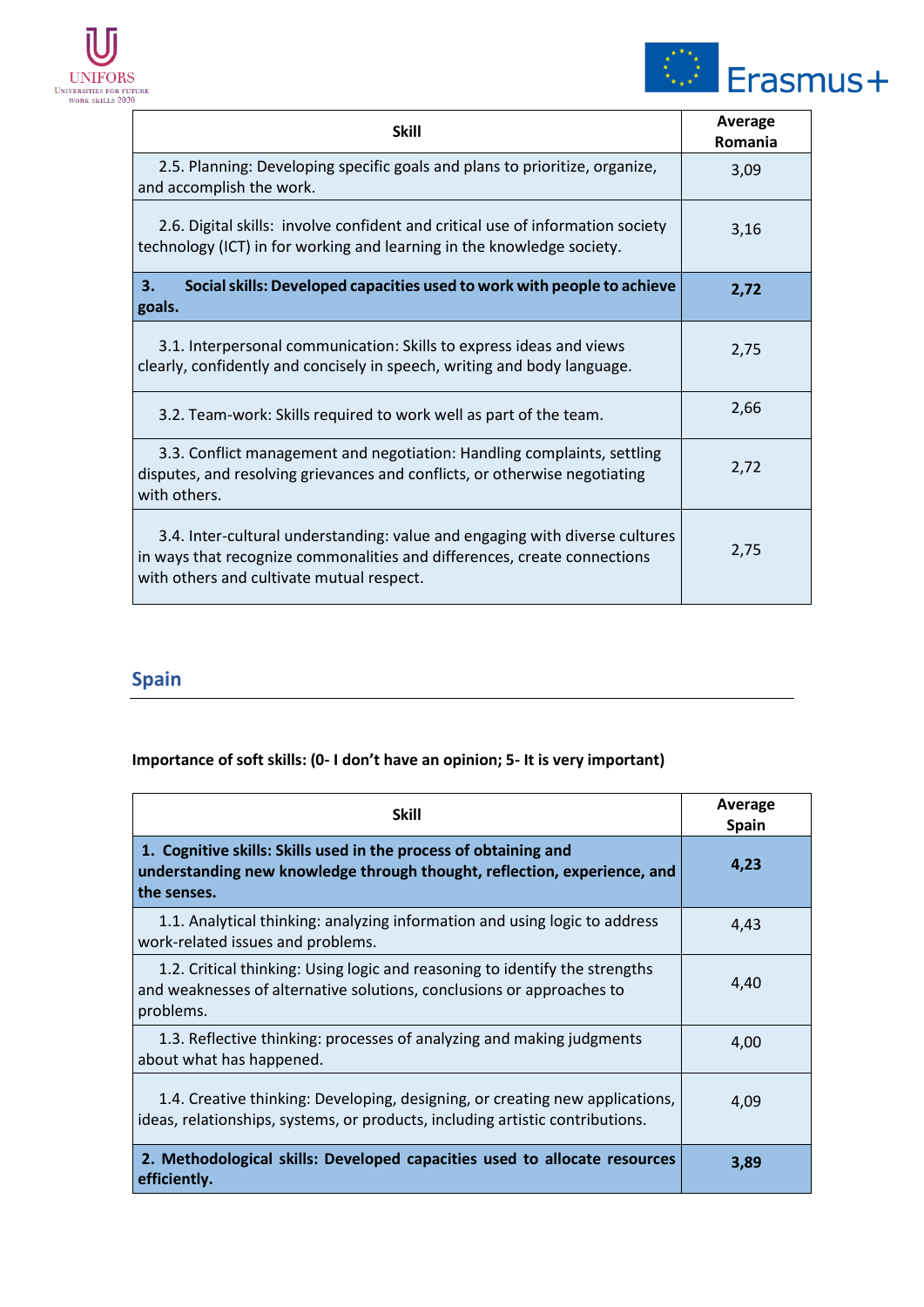| Skill | Average Romania |
|---|---|
| 2.5. Planning: Developing specific goals and plans to prioritize, organize, and accomplish the work. | 3,09 |
| 2.6. Digital skills: involve confident and critical use of information society technology (ICT) in for working and learning in the knowledge society. | 3,16 |
| **3. Social skills: Developed capacities used to work with people to achieve goals.** | **2,72** |
| 3.1. Interpersonal communication: Skills to express ideas and views clearly, confidently and concisely in speech, writing and body language. | 2,75 |
| 3.2. Team-work: Skills required to work well as part of the team. | 2,66 |
| 3.3. Conflict management and negotiation: Handling complaints, settling disputes, and resolving grievances and conflicts, or otherwise negotiating with others. | 2,72 |
| 3.4. Inter-cultural understanding: value and engaging with diverse cultures in ways that recognize commonalities and differences, create connections with others and cultivate mutual respect. | 2,75 |

## Spain

**Importance of soft skills: (0- I don't have an opinion; 5- It is very important)**

| Skill | Average Spain |
|---|---|
| **1. Cognitive skills: Skills used in the process of obtaining and understanding new knowledge through thought, reflection, experience, and the senses.** | **4,23** |
| 1.1. Analytical thinking: analyzing information and using logic to address work-related issues and problems. | 4,43 |
| 1.2. Critical thinking: Using logic and reasoning to identify the strengths and weaknesses of alternative solutions, conclusions or approaches to problems. | 4,40 |
| 1.3. Reflective thinking: processes of analyzing and making judgments about what has happened. | 4,00 |
| 1.4. Creative thinking: Developing, designing, or creating new applications, ideas, relationships, systems, or products, including artistic contributions. | 4,09 |
| **2. Methodological skills: Developed capacities used to allocate resources efficiently.** | **3,89** |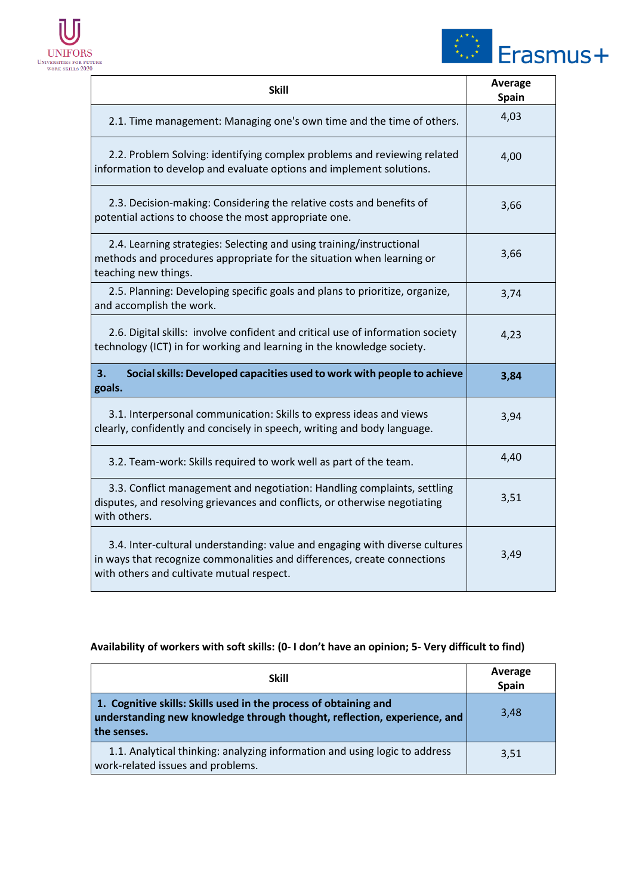| Skill | Average Spain |
|---|---|
| 2.1. Time management: Managing one's own time and the time of others. | 4,03 |
| 2.2. Problem Solving: identifying complex problems and reviewing related information to develop and evaluate options and implement solutions. | 4,00 |
| 2.3. Decision-making: Considering the relative costs and benefits of potential actions to choose the most appropriate one. | 3,66 |
| 2.4. Learning strategies: Selecting and using training/instructional methods and procedures appropriate for the situation when learning or teaching new things. | 3,66 |
| 2.5. Planning: Developing specific goals and plans to prioritize, organize, and accomplish the work. | 3,74 |
| 2.6. Digital skills: involve confident and critical use of information society technology (ICT) in for working and learning in the knowledge society. | 4,23 |
| **3. Social skills: Developed capacities used to work with people to achieve goals.** | **3,84** |
| 3.1. Interpersonal communication: Skills to express ideas and views clearly, confidently and concisely in speech, writing and body language. | 3,94 |
| 3.2. Team-work: Skills required to work well as part of the team. | 4,40 |
| 3.3. Conflict management and negotiation: Handling complaints, settling disputes, and resolving grievances and conflicts, or otherwise negotiating with others. | 3,51 |
| 3.4. Inter-cultural understanding: value and engaging with diverse cultures in ways that recognize commonalities and differences, create connections with others and cultivate mutual respect. | 3,49 |

**Availability of workers with soft skills: (0- I don't have an opinion; 5- Very difficult to find)**

| Skill | Average Spain |
|---|---|
| **1. Cognitive skills: Skills used in the process of obtaining and understanding new knowledge through thought, reflection, experience, and the senses.** | 3,48 |
| 1.1. Analytical thinking: analyzing information and using logic to address work-related issues and problems. | 3,51 |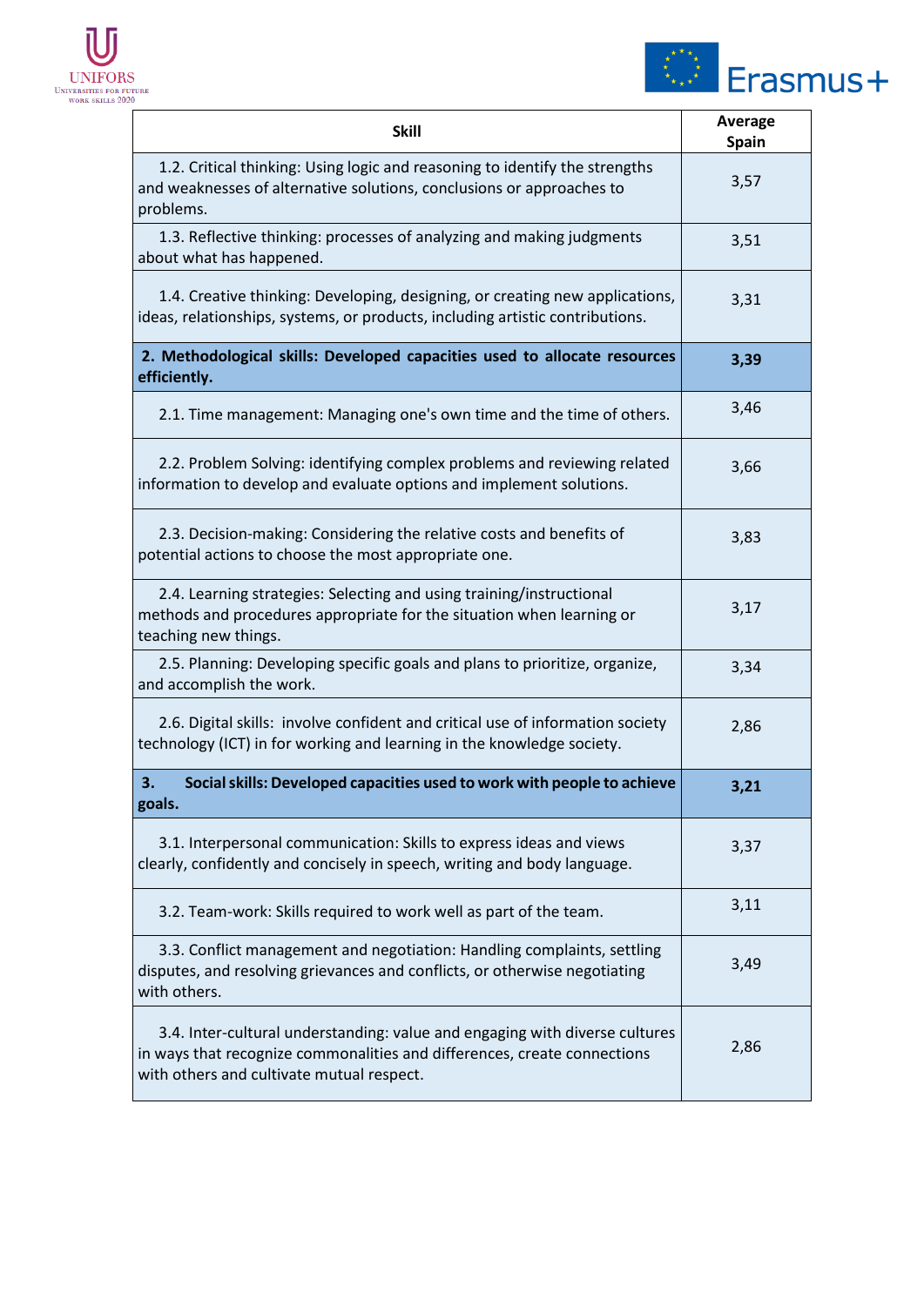| Skill | Average Spain |
|---|---|
| 1.2. Critical thinking: Using logic and reasoning to identify the strengths and weaknesses of alternative solutions, conclusions or approaches to problems. | 3,57 |
| 1.3. Reflective thinking: processes of analyzing and making judgments about what has happened. | 3,51 |
| 1.4. Creative thinking: Developing, designing, or creating new applications, ideas, relationships, systems, or products, including artistic contributions. | 3,31 |
| **2. Methodological skills: Developed capacities used to allocate resources efficiently.** | **3,39** |
| 2.1. Time management: Managing one's own time and the time of others. | 3,46 |
| 2.2. Problem Solving: identifying complex problems and reviewing related information to develop and evaluate options and implement solutions. | 3,66 |
| 2.3. Decision-making: Considering the relative costs and benefits of potential actions to choose the most appropriate one. | 3,83 |
| 2.4. Learning strategies: Selecting and using training/instructional methods and procedures appropriate for the situation when learning or teaching new things. | 3,17 |
| 2.5. Planning: Developing specific goals and plans to prioritize, organize, and accomplish the work. | 3,34 |
| 2.6. Digital skills: involve confident and critical use of information society technology (ICT) in for working and learning in the knowledge society. | 2,86 |
| **3. Social skills: Developed capacities used to work with people to achieve goals.** | **3,21** |
| 3.1. Interpersonal communication: Skills to express ideas and views clearly, confidently and concisely in speech, writing and body language. | 3,37 |
| 3.2. Team-work: Skills required to work well as part of the team. | 3,11 |
| 3.3. Conflict management and negotiation: Handling complaints, settling disputes, and resolving grievances and conflicts, or otherwise negotiating with others. | 3,49 |
| 3.4. Inter-cultural understanding: value and engaging with diverse cultures in ways that recognize commonalities and differences, create connections with others and cultivate mutual respect. | 2,86 |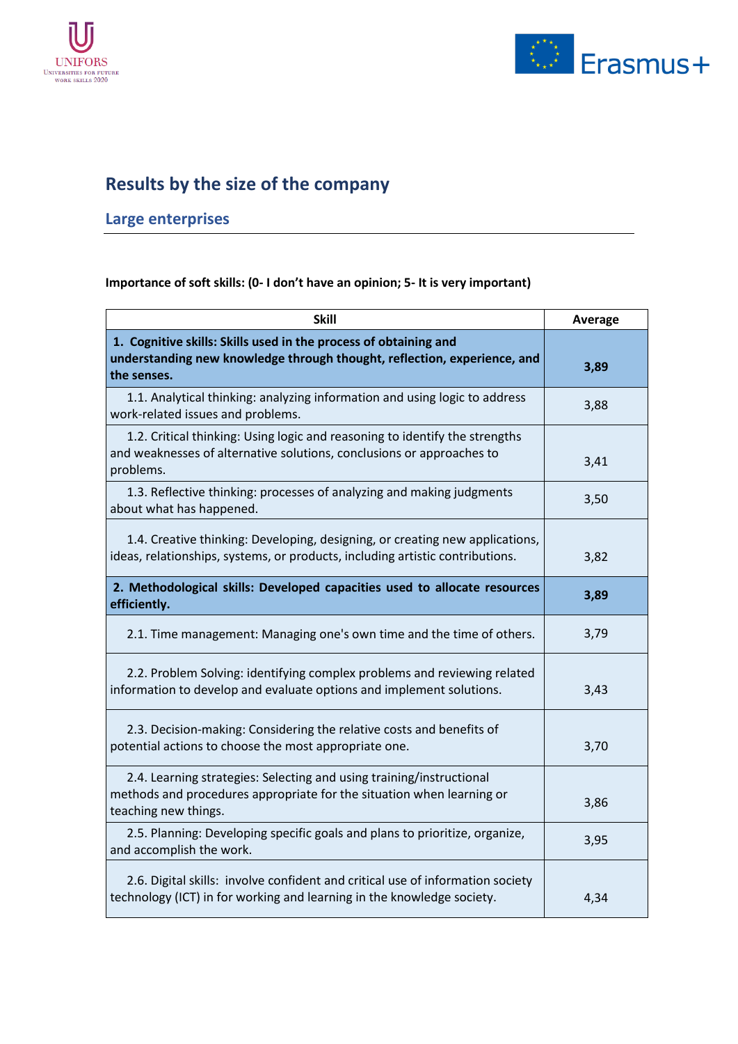## Results by the size of the company

### Large enterprises

**Importance of soft skills: (0- I don't have an opinion; 5- It is very important)**

| Skill | Average |
|---|---|
| **1. Cognitive skills: Skills used in the process of obtaining and understanding new knowledge through thought, reflection, experience, and the senses.** | **3,89** |
| 1.1. Analytical thinking: analyzing information and using logic to address work-related issues and problems. | 3,88 |
| 1.2. Critical thinking: Using logic and reasoning to identify the strengths and weaknesses of alternative solutions, conclusions or approaches to problems. | 3,41 |
| 1.3. Reflective thinking: processes of analyzing and making judgments about what has happened. | 3,50 |
| 1.4. Creative thinking: Developing, designing, or creating new applications, ideas, relationships, systems, or products, including artistic contributions. | 3,82 |
| **2. Methodological skills: Developed capacities used to allocate resources efficiently.** | **3,89** |
| 2.1. Time management: Managing one's own time and the time of others. | 3,79 |
| 2.2. Problem Solving: identifying complex problems and reviewing related information to develop and evaluate options and implement solutions. | 3,43 |
| 2.3. Decision-making: Considering the relative costs and benefits of potential actions to choose the most appropriate one. | 3,70 |
| 2.4. Learning strategies: Selecting and using training/instructional methods and procedures appropriate for the situation when learning or teaching new things. | 3,86 |
| 2.5. Planning: Developing specific goals and plans to prioritize, organize, and accomplish the work. | 3,95 |
| 2.6. Digital skills: involve confident and critical use of information society technology (ICT) in for working and learning in the knowledge society. | 4,34 |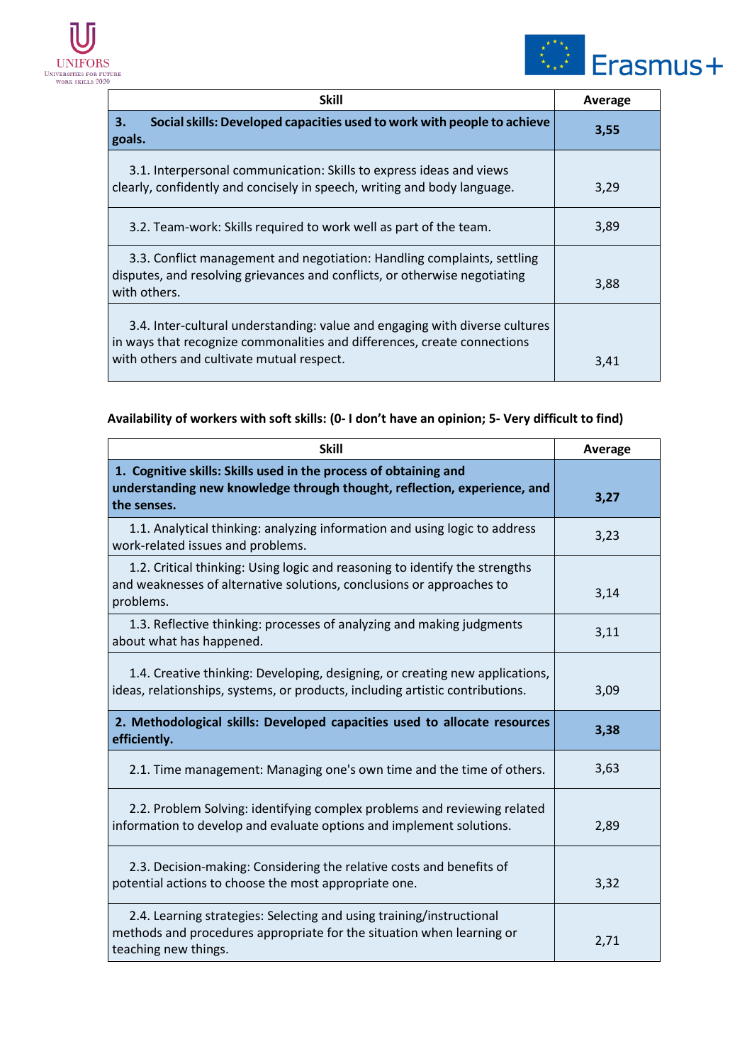| Skill | Average |
| --- | --- |
| **3. Social skills: Developed capacities used to work with people to achieve goals.** | **3,55** |
| 3.1. Interpersonal communication: Skills to express ideas and views clearly, confidently and concisely in speech, writing and body language. | 3,29 |
| 3.2. Team-work: Skills required to work well as part of the team. | 3,89 |
| 3.3. Conflict management and negotiation: Handling complaints, settling disputes, and resolving grievances and conflicts, or otherwise negotiating with others. | 3,88 |
| 3.4. Inter-cultural understanding: value and engaging with diverse cultures in ways that recognize commonalities and differences, create connections with others and cultivate mutual respect. | 3,41 |

**Availability of workers with soft skills: (0- I don't have an opinion; 5- Very difficult to find)**

| Skill | Average |
| --- | --- |
| **1. Cognitive skills: Skills used in the process of obtaining and understanding new knowledge through thought, reflection, experience, and the senses.** | **3,27** |
| 1.1. Analytical thinking: analyzing information and using logic to address work-related issues and problems. | 3,23 |
| 1.2. Critical thinking: Using logic and reasoning to identify the strengths and weaknesses of alternative solutions, conclusions or approaches to problems. | 3,14 |
| 1.3. Reflective thinking: processes of analyzing and making judgments about what has happened. | 3,11 |
| 1.4. Creative thinking: Developing, designing, or creating new applications, ideas, relationships, systems, or products, including artistic contributions. | 3,09 |
| **2. Methodological skills: Developed capacities used to allocate resources efficiently.** | **3,38** |
| 2.1. Time management: Managing one's own time and the time of others. | 3,63 |
| 2.2. Problem Solving: identifying complex problems and reviewing related information to develop and evaluate options and implement solutions. | 2,89 |
| 2.3. Decision-making: Considering the relative costs and benefits of potential actions to choose the most appropriate one. | 3,32 |
| 2.4. Learning strategies: Selecting and using training/instructional methods and procedures appropriate for the situation when learning or teaching new things. | 2,71 |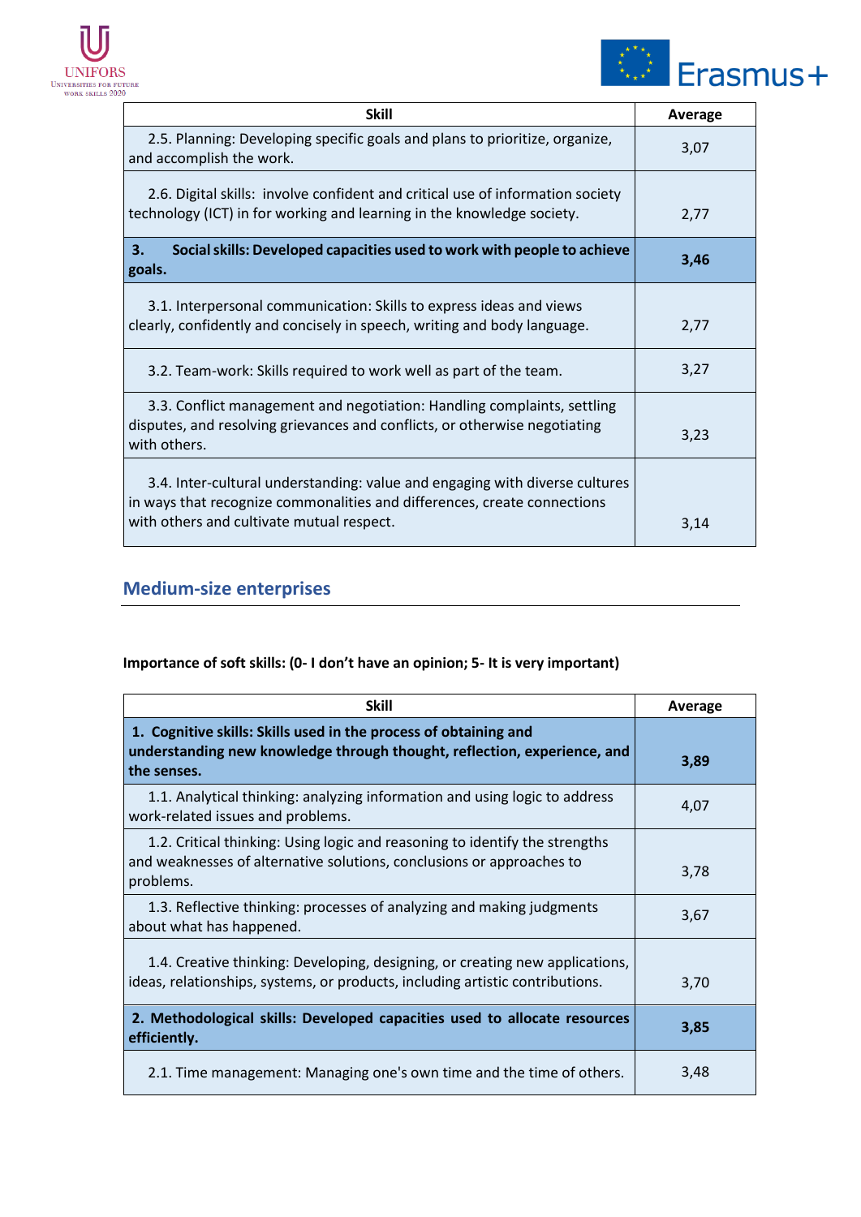| Skill | Average |
|---|---|
| 2.5. Planning: Developing specific goals and plans to prioritize, organize, and accomplish the work. | 3,07 |
| 2.6. Digital skills: involve confident and critical use of information society technology (ICT) in for working and learning in the knowledge society. | 2,77 |
| **3. Social skills: Developed capacities used to work with people to achieve goals.** | **3,46** |
| 3.1. Interpersonal communication: Skills to express ideas and views clearly, confidently and concisely in speech, writing and body language. | 2,77 |
| 3.2. Team-work: Skills required to work well as part of the team. | 3,27 |
| 3.3. Conflict management and negotiation: Handling complaints, settling disputes, and resolving grievances and conflicts, or otherwise negotiating with others. | 3,23 |
| 3.4. Inter-cultural understanding: value and engaging with diverse cultures in ways that recognize commonalities and differences, create connections with others and cultivate mutual respect. | 3,14 |

## Medium-size enterprises

**Importance of soft skills: (0- I don't have an opinion; 5- It is very important)**

| Skill | Average |
|---|---|
| **1. Cognitive skills: Skills used in the process of obtaining and understanding new knowledge through thought, reflection, experience, and the senses.** | **3,89** |
| 1.1. Analytical thinking: analyzing information and using logic to address work-related issues and problems. | 4,07 |
| 1.2. Critical thinking: Using logic and reasoning to identify the strengths and weaknesses of alternative solutions, conclusions or approaches to problems. | 3,78 |
| 1.3. Reflective thinking: processes of analyzing and making judgments about what has happened. | 3,67 |
| 1.4. Creative thinking: Developing, designing, or creating new applications, ideas, relationships, systems, or products, including artistic contributions. | 3,70 |
| **2. Methodological skills: Developed capacities used to allocate resources efficiently.** | **3,85** |
| 2.1. Time management: Managing one's own time and the time of others. | 3,48 |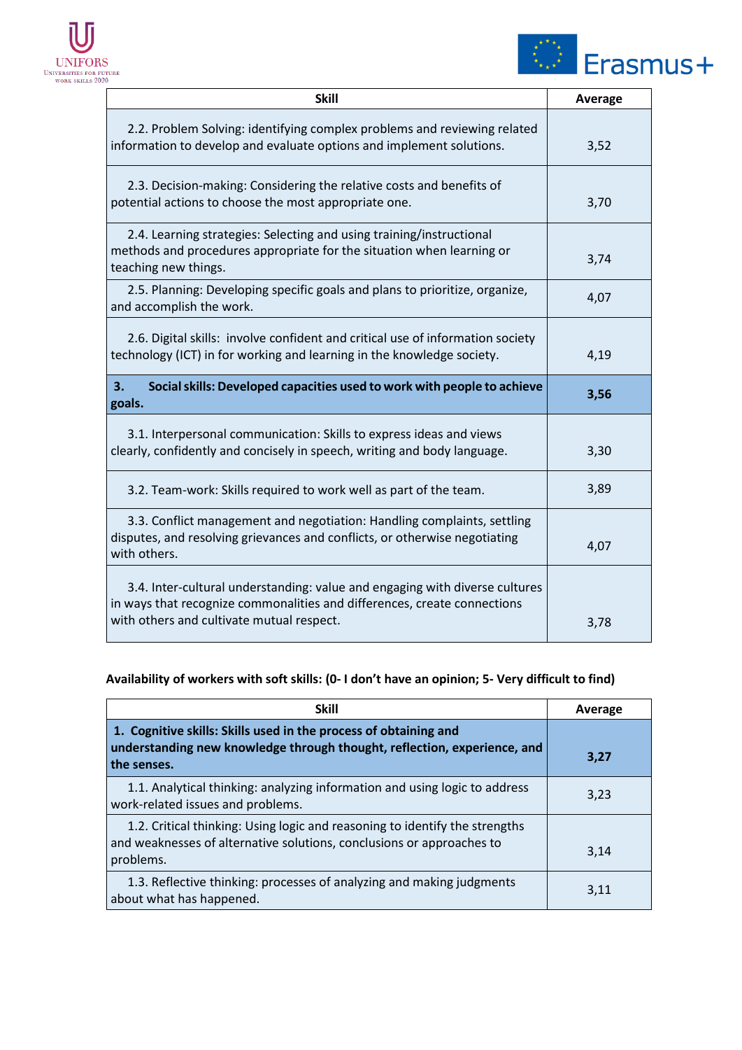| Skill | Average |
|---|---|
| 2.2. Problem Solving: identifying complex problems and reviewing related information to develop and evaluate options and implement solutions. | 3,52 |
| 2.3. Decision-making: Considering the relative costs and benefits of potential actions to choose the most appropriate one. | 3,70 |
| 2.4. Learning strategies: Selecting and using training/instructional methods and procedures appropriate for the situation when learning or teaching new things. | 3,74 |
| 2.5. Planning: Developing specific goals and plans to prioritize, organize, and accomplish the work. | 4,07 |
| 2.6. Digital skills: involve confident and critical use of information society technology (ICT) in for working and learning in the knowledge society. | 4,19 |
| **3. Social skills: Developed capacities used to work with people to achieve goals.** | **3,56** |
| 3.1. Interpersonal communication: Skills to express ideas and views clearly, confidently and concisely in speech, writing and body language. | 3,30 |
| 3.2. Team-work: Skills required to work well as part of the team. | 3,89 |
| 3.3. Conflict management and negotiation: Handling complaints, settling disputes, and resolving grievances and conflicts, or otherwise negotiating with others. | 4,07 |
| 3.4. Inter-cultural understanding: value and engaging with diverse cultures in ways that recognize commonalities and differences, create connections with others and cultivate mutual respect. | 3,78 |

**Availability of workers with soft skills: (0- I don't have an opinion; 5- Very difficult to find)**

| Skill | Average |
|---|---|
| **1. Cognitive skills: Skills used in the process of obtaining and understanding new knowledge through thought, reflection, experience, and the senses.** | **3,27** |
| 1.1. Analytical thinking: analyzing information and using logic to address work-related issues and problems. | 3,23 |
| 1.2. Critical thinking: Using logic and reasoning to identify the strengths and weaknesses of alternative solutions, conclusions or approaches to problems. | 3,14 |
| 1.3. Reflective thinking: processes of analyzing and making judgments about what has happened. | 3,11 |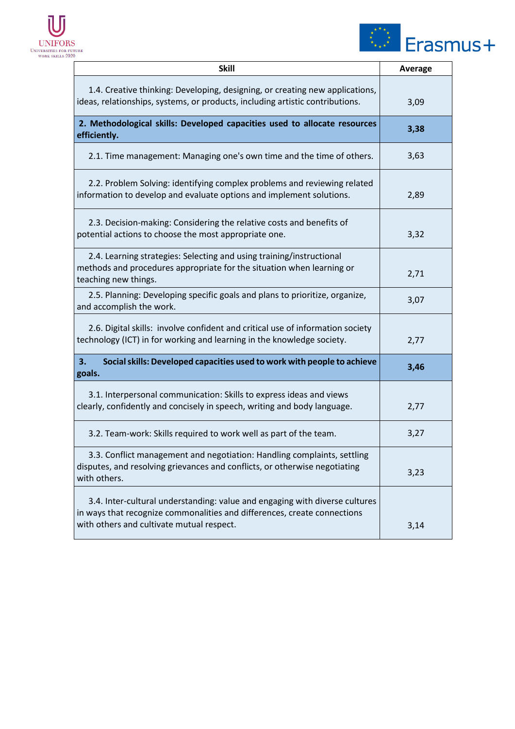| Skill | Average |
|---|---|
| 1.4. Creative thinking: Developing, designing, or creating new applications, ideas, relationships, systems, or products, including artistic contributions. | 3,09 |
| **2. Methodological skills: Developed capacities used to allocate resources efficiently.** | **3,38** |
| 2.1. Time management: Managing one's own time and the time of others. | 3,63 |
| 2.2. Problem Solving: identifying complex problems and reviewing related information to develop and evaluate options and implement solutions. | 2,89 |
| 2.3. Decision-making: Considering the relative costs and benefits of potential actions to choose the most appropriate one. | 3,32 |
| 2.4. Learning strategies: Selecting and using training/instructional methods and procedures appropriate for the situation when learning or teaching new things. | 2,71 |
| 2.5. Planning: Developing specific goals and plans to prioritize, organize, and accomplish the work. | 3,07 |
| 2.6. Digital skills: involve confident and critical use of information society technology (ICT) in for working and learning in the knowledge society. | 2,77 |
| **3. Social skills: Developed capacities used to work with people to achieve goals.** | **3,46** |
| 3.1. Interpersonal communication: Skills to express ideas and views clearly, confidently and concisely in speech, writing and body language. | 2,77 |
| 3.2. Team-work: Skills required to work well as part of the team. | 3,27 |
| 3.3. Conflict management and negotiation: Handling complaints, settling disputes, and resolving grievances and conflicts, or otherwise negotiating with others. | 3,23 |
| 3.4. Inter-cultural understanding: value and engaging with diverse cultures in ways that recognize commonalities and differences, create connections with others and cultivate mutual respect. | 3,14 |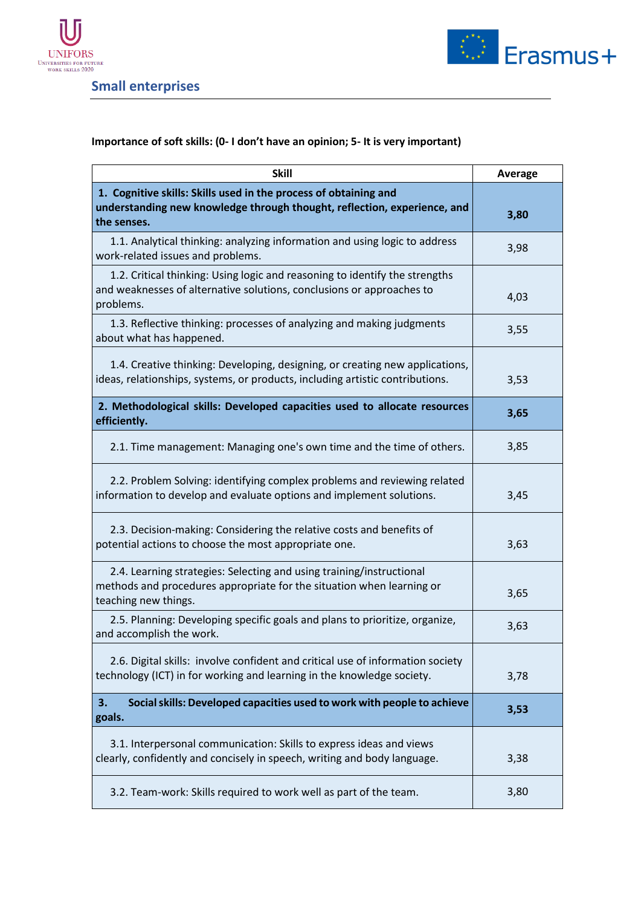## Small enterprises

**Importance of soft skills: (0- I don't have an opinion; 5- It is very important)**

| Skill | Average |
|---|---|
| **1. Cognitive skills: Skills used in the process of obtaining and understanding new knowledge through thought, reflection, experience, and the senses.** | **3,80** |
| 1.1. Analytical thinking: analyzing information and using logic to address work-related issues and problems. | 3,98 |
| 1.2. Critical thinking: Using logic and reasoning to identify the strengths and weaknesses of alternative solutions, conclusions or approaches to problems. | 4,03 |
| 1.3. Reflective thinking: processes of analyzing and making judgments about what has happened. | 3,55 |
| 1.4. Creative thinking: Developing, designing, or creating new applications, ideas, relationships, systems, or products, including artistic contributions. | 3,53 |
| **2. Methodological skills: Developed capacities used to allocate resources efficiently.** | **3,65** |
| 2.1. Time management: Managing one's own time and the time of others. | 3,85 |
| 2.2. Problem Solving: identifying complex problems and reviewing related information to develop and evaluate options and implement solutions. | 3,45 |
| 2.3. Decision-making: Considering the relative costs and benefits of potential actions to choose the most appropriate one. | 3,63 |
| 2.4. Learning strategies: Selecting and using training/instructional methods and procedures appropriate for the situation when learning or teaching new things. | 3,65 |
| 2.5. Planning: Developing specific goals and plans to prioritize, organize, and accomplish the work. | 3,63 |
| 2.6. Digital skills: involve confident and critical use of information society technology (ICT) in for working and learning in the knowledge society. | 3,78 |
| **3. Social skills: Developed capacities used to work with people to achieve goals.** | **3,53** |
| 3.1. Interpersonal communication: Skills to express ideas and views clearly, confidently and concisely in speech, writing and body language. | 3,38 |
| 3.2. Team-work: Skills required to work well as part of the team. | 3,80 |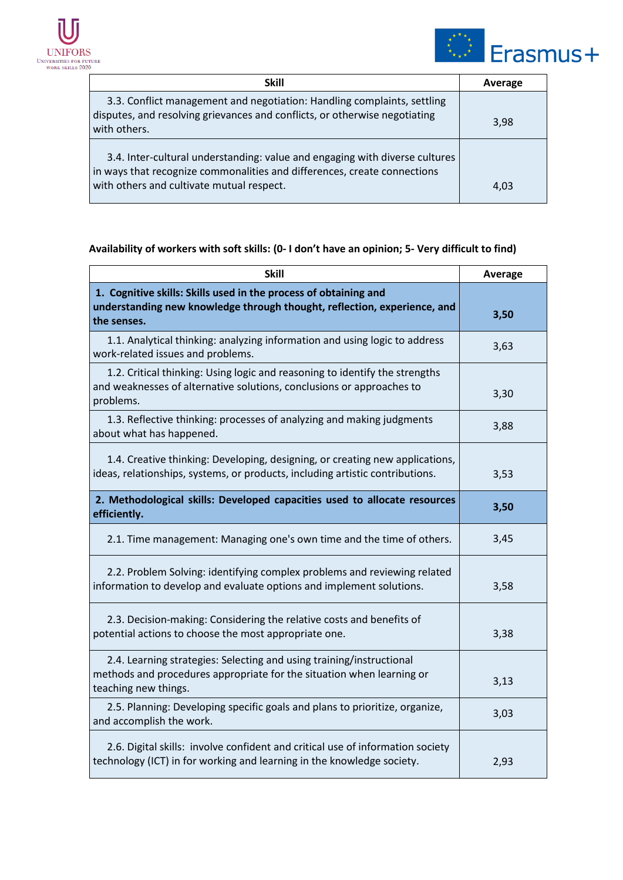| Skill | Average |
| --- | --- |
| 3.3. Conflict management and negotiation: Handling complaints, settling disputes, and resolving grievances and conflicts, or otherwise negotiating with others. | 3,98 |
| 3.4. Inter-cultural understanding: value and engaging with diverse cultures in ways that recognize commonalities and differences, create connections with others and cultivate mutual respect. | 4,03 |

**Availability of workers with soft skills: (0- I don't have an opinion; 5- Very difficult to find)**

| Skill | Average |
| --- | --- |
| **1. Cognitive skills: Skills used in the process of obtaining and understanding new knowledge through thought, reflection, experience, and the senses.** | **3,50** |
| 1.1. Analytical thinking: analyzing information and using logic to address work-related issues and problems. | 3,63 |
| 1.2. Critical thinking: Using logic and reasoning to identify the strengths and weaknesses of alternative solutions, conclusions or approaches to problems. | 3,30 |
| 1.3. Reflective thinking: processes of analyzing and making judgments about what has happened. | 3,88 |
| 1.4. Creative thinking: Developing, designing, or creating new applications, ideas, relationships, systems, or products, including artistic contributions. | 3,53 |
| **2. Methodological skills: Developed capacities used to allocate resources efficiently.** | **3,50** |
| 2.1. Time management: Managing one's own time and the time of others. | 3,45 |
| 2.2. Problem Solving: identifying complex problems and reviewing related information to develop and evaluate options and implement solutions. | 3,58 |
| 2.3. Decision-making: Considering the relative costs and benefits of potential actions to choose the most appropriate one. | 3,38 |
| 2.4. Learning strategies: Selecting and using training/instructional methods and procedures appropriate for the situation when learning or teaching new things. | 3,13 |
| 2.5. Planning: Developing specific goals and plans to prioritize, organize, and accomplish the work. | 3,03 |
| 2.6. Digital skills: involve confident and critical use of information society technology (ICT) in for working and learning in the knowledge society. | 2,93 |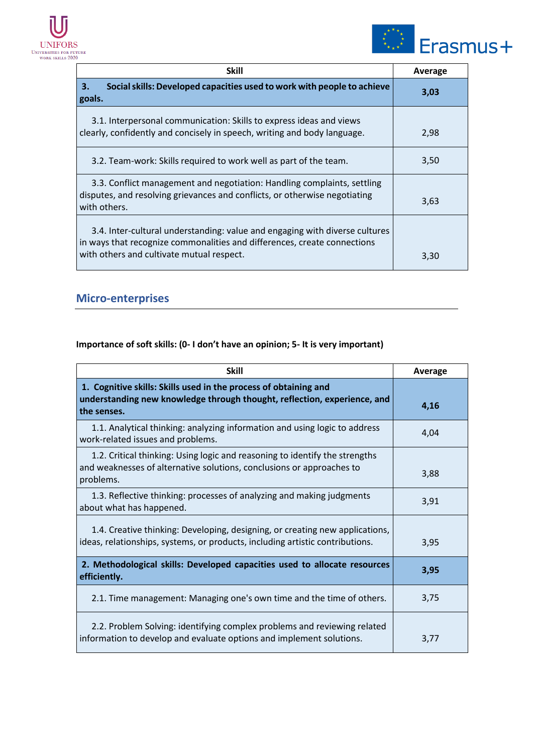| Skill | Average |
|---|---|
| **3. Social skills: Developed capacities used to work with people to achieve goals.** | **3,03** |
| 3.1. Interpersonal communication: Skills to express ideas and views clearly, confidently and concisely in speech, writing and body language. | 2,98 |
| 3.2. Team-work: Skills required to work well as part of the team. | 3,50 |
| 3.3. Conflict management and negotiation: Handling complaints, settling disputes, and resolving grievances and conflicts, or otherwise negotiating with others. | 3,63 |
| 3.4. Inter-cultural understanding: value and engaging with diverse cultures in ways that recognize commonalities and differences, create connections with others and cultivate mutual respect. | 3,30 |

## Micro-enterprises

**Importance of soft skills: (0- I don't have an opinion; 5- It is very important)**

| Skill | Average |
|---|---|
| **1. Cognitive skills: Skills used in the process of obtaining and understanding new knowledge through thought, reflection, experience, and the senses.** | **4,16** |
| 1.1. Analytical thinking: analyzing information and using logic to address work-related issues and problems. | 4,04 |
| 1.2. Critical thinking: Using logic and reasoning to identify the strengths and weaknesses of alternative solutions, conclusions or approaches to problems. | 3,88 |
| 1.3. Reflective thinking: processes of analyzing and making judgments about what has happened. | 3,91 |
| 1.4. Creative thinking: Developing, designing, or creating new applications, ideas, relationships, systems, or products, including artistic contributions. | 3,95 |
| **2. Methodological skills: Developed capacities used to allocate resources efficiently.** | **3,95** |
| 2.1. Time management: Managing one's own time and the time of others. | 3,75 |
| 2.2. Problem Solving: identifying complex problems and reviewing related information to develop and evaluate options and implement solutions. | 3,77 |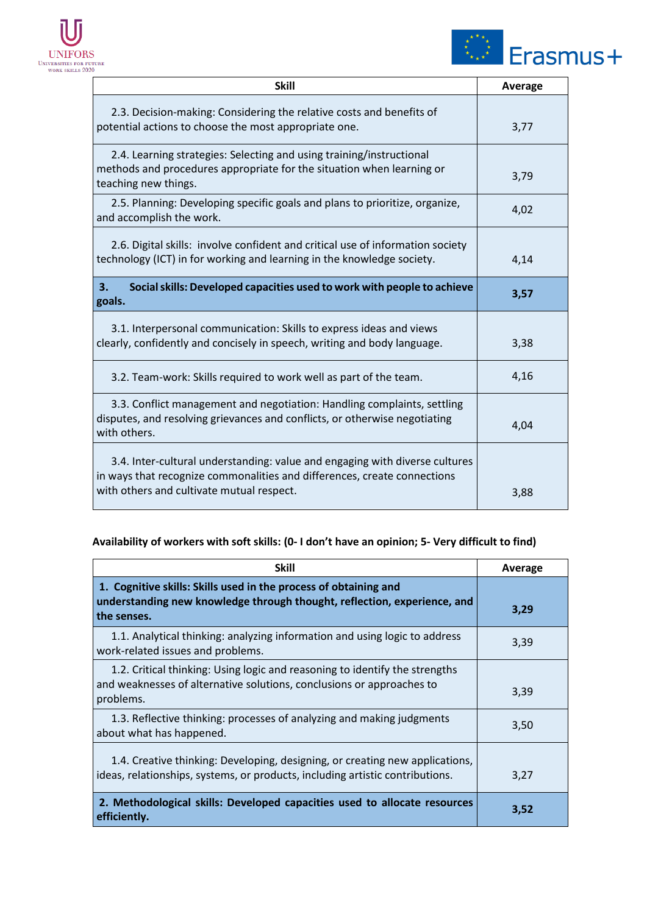| Skill | Average |
|---|---|
| 2.3. Decision-making: Considering the relative costs and benefits of potential actions to choose the most appropriate one. | 3,77 |
| 2.4. Learning strategies: Selecting and using training/instructional methods and procedures appropriate for the situation when learning or teaching new things. | 3,79 |
| 2.5. Planning: Developing specific goals and plans to prioritize, organize, and accomplish the work. | 4,02 |
| 2.6. Digital skills: involve confident and critical use of information society technology (ICT) in for working and learning in the knowledge society. | 4,14 |
| **3. Social skills: Developed capacities used to work with people to achieve goals.** | **3,57** |
| 3.1. Interpersonal communication: Skills to express ideas and views clearly, confidently and concisely in speech, writing and body language. | 3,38 |
| 3.2. Team-work: Skills required to work well as part of the team. | 4,16 |
| 3.3. Conflict management and negotiation: Handling complaints, settling disputes, and resolving grievances and conflicts, or otherwise negotiating with others. | 4,04 |
| 3.4. Inter-cultural understanding: value and engaging with diverse cultures in ways that recognize commonalities and differences, create connections with others and cultivate mutual respect. | 3,88 |

**Availability of workers with soft skills: (0- I don't have an opinion; 5- Very difficult to find)**

| Skill | Average |
|---|---|
| **1. Cognitive skills: Skills used in the process of obtaining and understanding new knowledge through thought, reflection, experience, and the senses.** | **3,29** |
| 1.1. Analytical thinking: analyzing information and using logic to address work-related issues and problems. | 3,39 |
| 1.2. Critical thinking: Using logic and reasoning to identify the strengths and weaknesses of alternative solutions, conclusions or approaches to problems. | 3,39 |
| 1.3. Reflective thinking: processes of analyzing and making judgments about what has happened. | 3,50 |
| 1.4. Creative thinking: Developing, designing, or creating new applications, ideas, relationships, systems, or products, including artistic contributions. | 3,27 |
| **2. Methodological skills: Developed capacities used to allocate resources efficiently.** | **3,52** |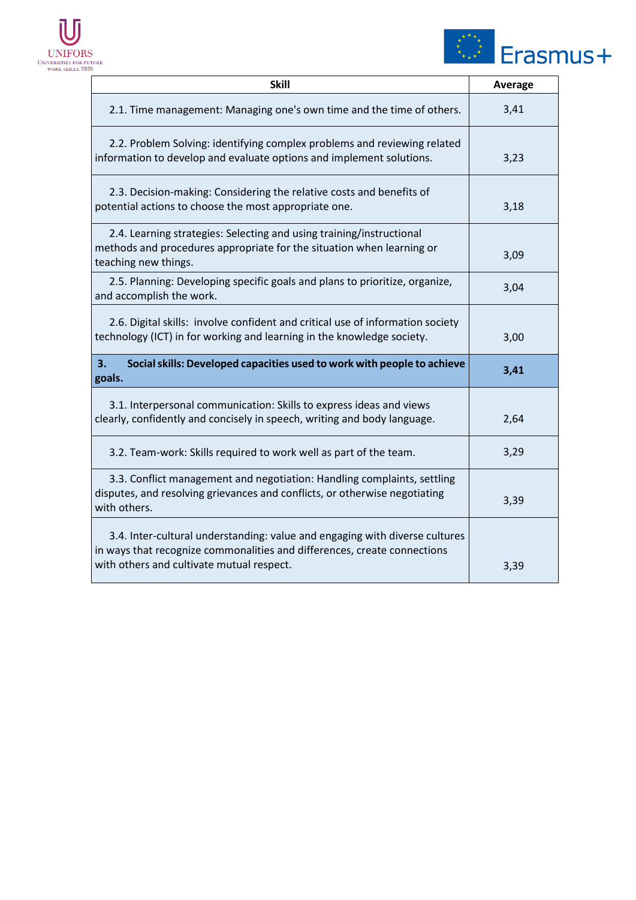| Skill | Average |
|---|---|
| 2.1. Time management: Managing one's own time and the time of others. | 3,41 |
| 2.2. Problem Solving: identifying complex problems and reviewing related information to develop and evaluate options and implement solutions. | 3,23 |
| 2.3. Decision-making: Considering the relative costs and benefits of potential actions to choose the most appropriate one. | 3,18 |
| 2.4. Learning strategies: Selecting and using training/instructional methods and procedures appropriate for the situation when learning or teaching new things. | 3,09 |
| 2.5. Planning: Developing specific goals and plans to prioritize, organize, and accomplish the work. | 3,04 |
| 2.6. Digital skills: involve confident and critical use of information society technology (ICT) in for working and learning in the knowledge society. | 3,00 |
| **3. Social skills: Developed capacities used to work with people to achieve goals.** | **3,41** |
| 3.1. Interpersonal communication: Skills to express ideas and views clearly, confidently and concisely in speech, writing and body language. | 2,64 |
| 3.2. Team-work: Skills required to work well as part of the team. | 3,29 |
| 3.3. Conflict management and negotiation: Handling complaints, settling disputes, and resolving grievances and conflicts, or otherwise negotiating with others. | 3,39 |
| 3.4. Inter-cultural understanding: value and engaging with diverse cultures in ways that recognize commonalities and differences, create connections with others and cultivate mutual respect. | 3,39 |